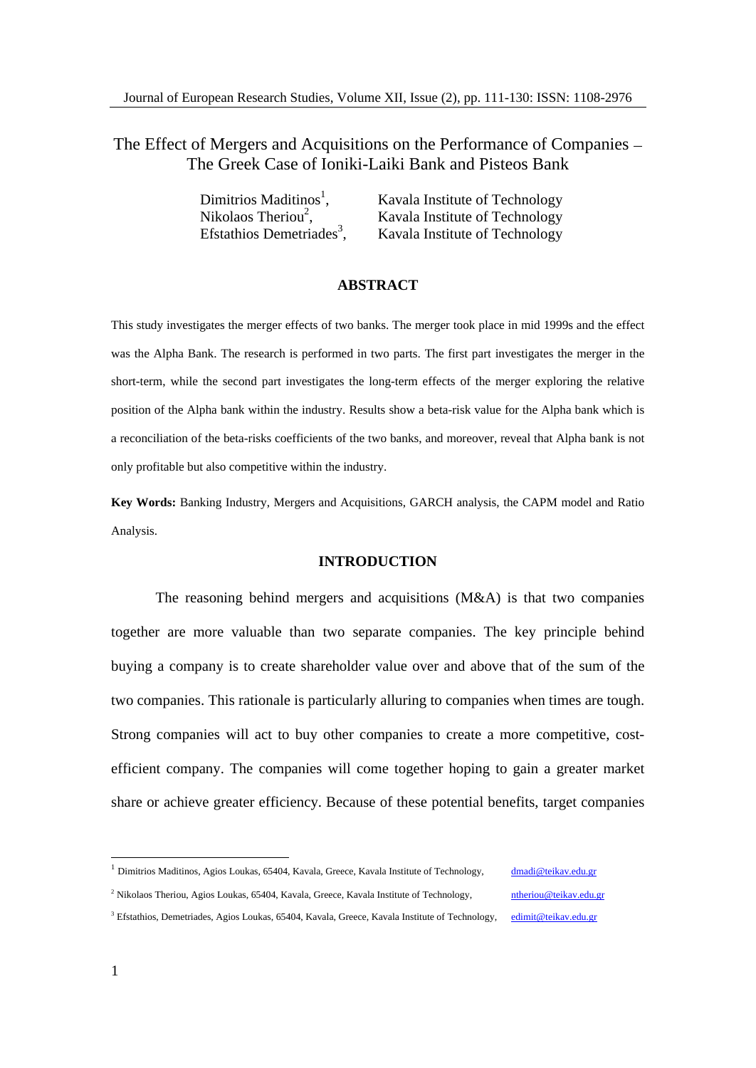# The Effect of Mergers and Acquisitions on the Performance of Companies – The Greek Case of Ioniki-Laiki Bank and Pisteos Bank

Dimitrios Maditinos[1], Kavala Institute of Technology
Nikolaos Theriou[2], Kavala Institute of Technology
Efstathios Demetriades[3], Kavala Institute of Technology

## ABSTRACT

This study investigates the merger effects of two banks. The merger took place in mid 1999s and the effect was the Alpha Bank. The research is performed in two parts. The first part investigates the merger in the short-term, while the second part investigates the long-term effects of the merger exploring the relative position of the Alpha bank within the industry. Results show a beta-risk value for the Alpha bank which is a reconciliation of the beta-risks coefficients of the two banks, and moreover, reveal that Alpha bank is not only profitable but also competitive within the industry.

**Key Words:** Banking Industry, Mergers and Acquisitions, GARCH analysis, the CAPM model and Ratio Analysis.

## INTRODUCTION

The reasoning behind mergers and acquisitions (M&A) is that two companies together are more valuable than two separate companies. The key principle behind buying a company is to create shareholder value over and above that of the sum of the two companies. This rationale is particularly alluring to companies when times are tough. Strong companies will act to buy other companies to create a more competitive, cost-efficient company. The companies will come together hoping to gain a greater market share or achieve greater efficiency. Because of these potential benefits, target companies

---

[1] Dimitrios Maditinos, Agios Loukas, 65404, Kavala, Greece, Kavala Institute of Technology, dmadi@teikav.edu.gr

[2] Nikolaos Theriou, Agios Loukas, 65404, Kavala, Greece, Kavala Institute of Technology, ntheriou@teikav.edu.gr

[3] Efstathios, Demetriades, Agios Loukas, 65404, Kavala, Greece, Kavala Institute of Technology, edimit@teikav.edu.gr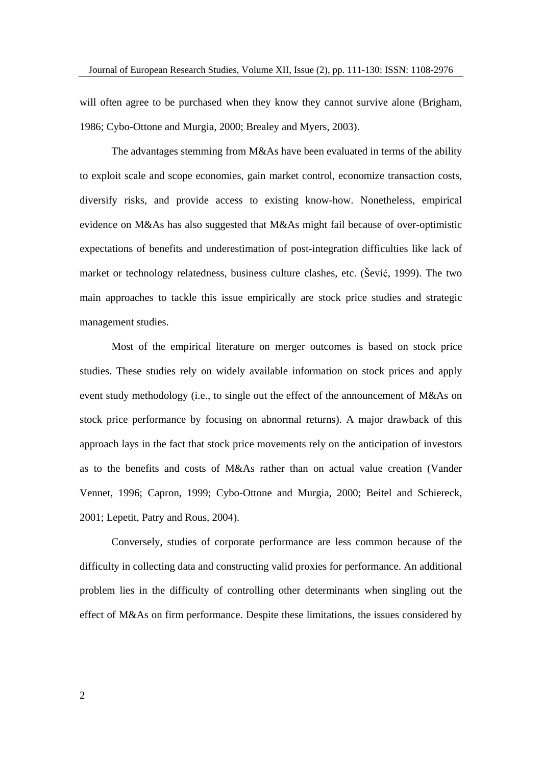will often agree to be purchased when they know they cannot survive alone (Brigham, 1986; Cybo-Ottone and Murgia, 2000; Brealey and Myers, 2003).

The advantages stemming from M&As have been evaluated in terms of the ability to exploit scale and scope economies, gain market control, economize transaction costs, diversify risks, and provide access to existing know-how. Nonetheless, empirical evidence on M&As has also suggested that M&As might fail because of over-optimistic expectations of benefits and underestimation of post-integration difficulties like lack of market or technology relatedness, business culture clashes, etc. (Šević, 1999). The two main approaches to tackle this issue empirically are stock price studies and strategic management studies.

Most of the empirical literature on merger outcomes is based on stock price studies. These studies rely on widely available information on stock prices and apply event study methodology (i.e., to single out the effect of the announcement of M&As on stock price performance by focusing on abnormal returns). A major drawback of this approach lays in the fact that stock price movements rely on the anticipation of investors as to the benefits and costs of M&As rather than on actual value creation (Vander Vennet, 1996; Capron, 1999; Cybo-Ottone and Murgia, 2000; Beitel and Schiereck, 2001; Lepetit, Patry and Rous, 2004).

Conversely, studies of corporate performance are less common because of the difficulty in collecting data and constructing valid proxies for performance. An additional problem lies in the difficulty of controlling other determinants when singling out the effect of M&As on firm performance. Despite these limitations, the issues considered by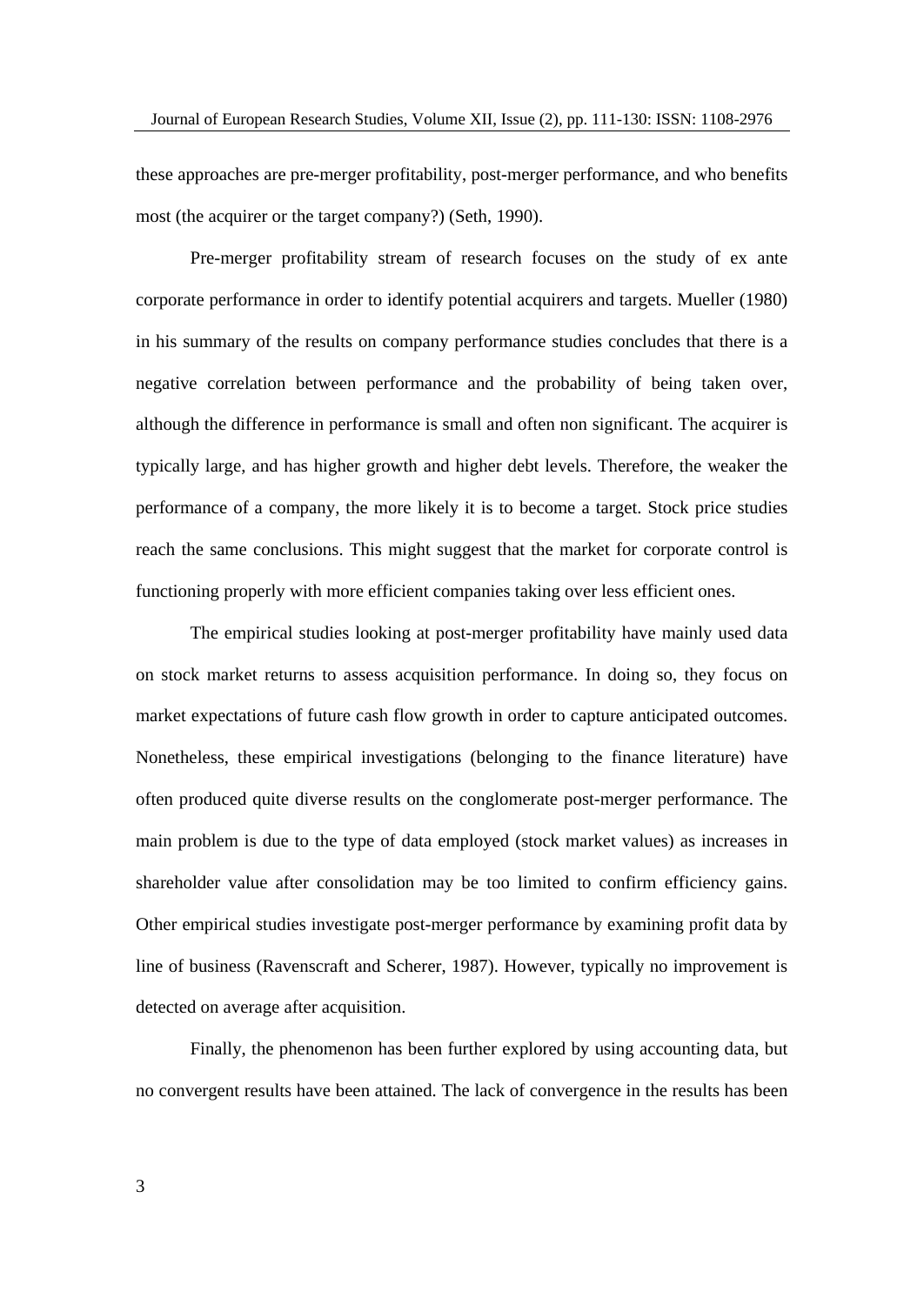these approaches are pre-merger profitability, post-merger performance, and who benefits most (the acquirer or the target company?) (Seth, 1990).

Pre-merger profitability stream of research focuses on the study of ex ante corporate performance in order to identify potential acquirers and targets. Mueller (1980) in his summary of the results on company performance studies concludes that there is a negative correlation between performance and the probability of being taken over, although the difference in performance is small and often non significant. The acquirer is typically large, and has higher growth and higher debt levels. Therefore, the weaker the performance of a company, the more likely it is to become a target. Stock price studies reach the same conclusions. This might suggest that the market for corporate control is functioning properly with more efficient companies taking over less efficient ones.

The empirical studies looking at post-merger profitability have mainly used data on stock market returns to assess acquisition performance. In doing so, they focus on market expectations of future cash flow growth in order to capture anticipated outcomes. Nonetheless, these empirical investigations (belonging to the finance literature) have often produced quite diverse results on the conglomerate post-merger performance. The main problem is due to the type of data employed (stock market values) as increases in shareholder value after consolidation may be too limited to confirm efficiency gains. Other empirical studies investigate post-merger performance by examining profit data by line of business (Ravenscraft and Scherer, 1987). However, typically no improvement is detected on average after acquisition.

Finally, the phenomenon has been further explored by using accounting data, but no convergent results have been attained. The lack of convergence in the results has been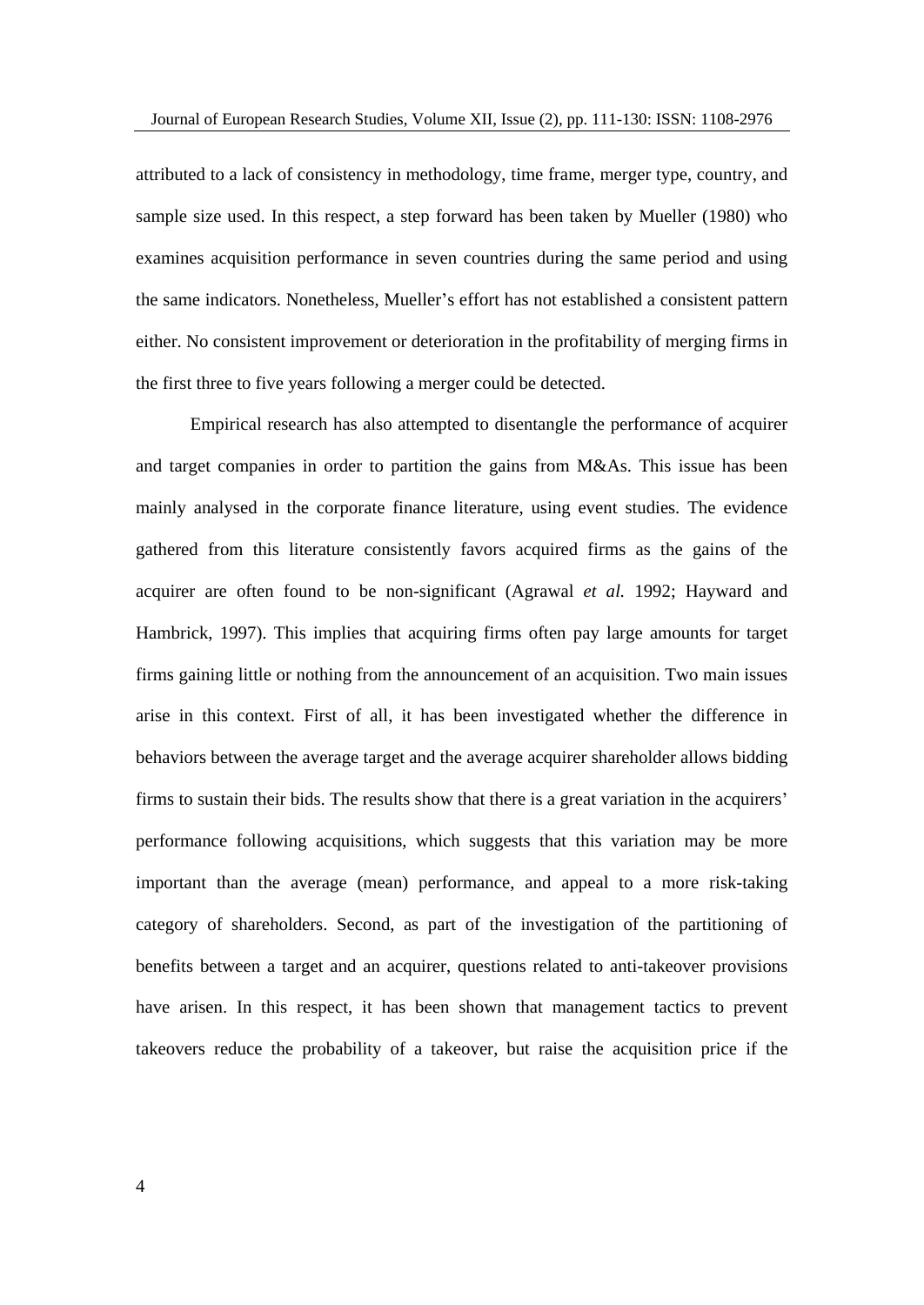attributed to a lack of consistency in methodology, time frame, merger type, country, and sample size used. In this respect, a step forward has been taken by Mueller (1980) who examines acquisition performance in seven countries during the same period and using the same indicators. Nonetheless, Mueller's effort has not established a consistent pattern either. No consistent improvement or deterioration in the profitability of merging firms in the first three to five years following a merger could be detected.

Empirical research has also attempted to disentangle the performance of acquirer and target companies in order to partition the gains from M&As. This issue has been mainly analysed in the corporate finance literature, using event studies. The evidence gathered from this literature consistently favors acquired firms as the gains of the acquirer are often found to be non-significant (Agrawal *et al.* 1992; Hayward and Hambrick, 1997). This implies that acquiring firms often pay large amounts for target firms gaining little or nothing from the announcement of an acquisition. Two main issues arise in this context. First of all, it has been investigated whether the difference in behaviors between the average target and the average acquirer shareholder allows bidding firms to sustain their bids. The results show that there is a great variation in the acquirers' performance following acquisitions, which suggests that this variation may be more important than the average (mean) performance, and appeal to a more risk-taking category of shareholders. Second, as part of the investigation of the partitioning of benefits between a target and an acquirer, questions related to anti-takeover provisions have arisen. In this respect, it has been shown that management tactics to prevent takeovers reduce the probability of a takeover, but raise the acquisition price if the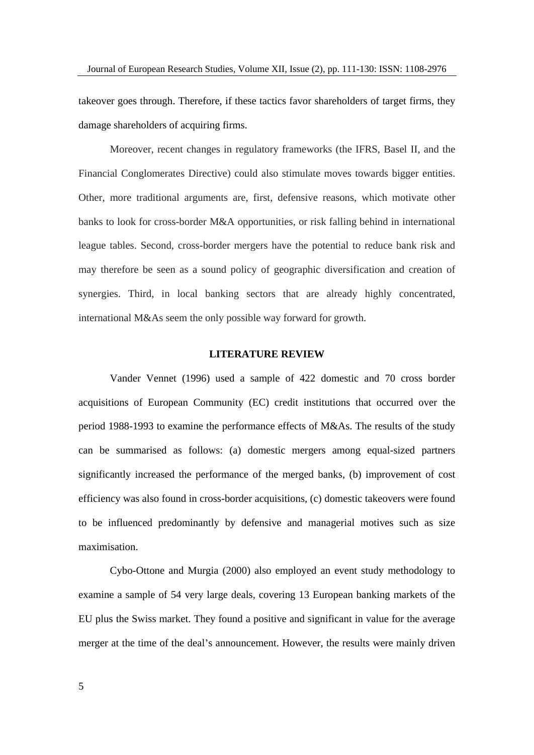takeover goes through. Therefore, if these tactics favor shareholders of target firms, they damage shareholders of acquiring firms.

Moreover, recent changes in regulatory frameworks (the IFRS, Basel II, and the Financial Conglomerates Directive) could also stimulate moves towards bigger entities. Other, more traditional arguments are, first, defensive reasons, which motivate other banks to look for cross-border M&A opportunities, or risk falling behind in international league tables. Second, cross-border mergers have the potential to reduce bank risk and may therefore be seen as a sound policy of geographic diversification and creation of synergies. Third, in local banking sectors that are already highly concentrated, international M&As seem the only possible way forward for growth.

## LITERATURE REVIEW

Vander Vennet (1996) used a sample of 422 domestic and 70 cross border acquisitions of European Community (EC) credit institutions that occurred over the period 1988-1993 to examine the performance effects of M&As. The results of the study can be summarised as follows: (a) domestic mergers among equal-sized partners significantly increased the performance of the merged banks, (b) improvement of cost efficiency was also found in cross-border acquisitions, (c) domestic takeovers were found to be influenced predominantly by defensive and managerial motives such as size maximisation.

Cybo-Ottone and Murgia (2000) also employed an event study methodology to examine a sample of 54 very large deals, covering 13 European banking markets of the EU plus the Swiss market. They found a positive and significant in value for the average merger at the time of the deal's announcement. However, the results were mainly driven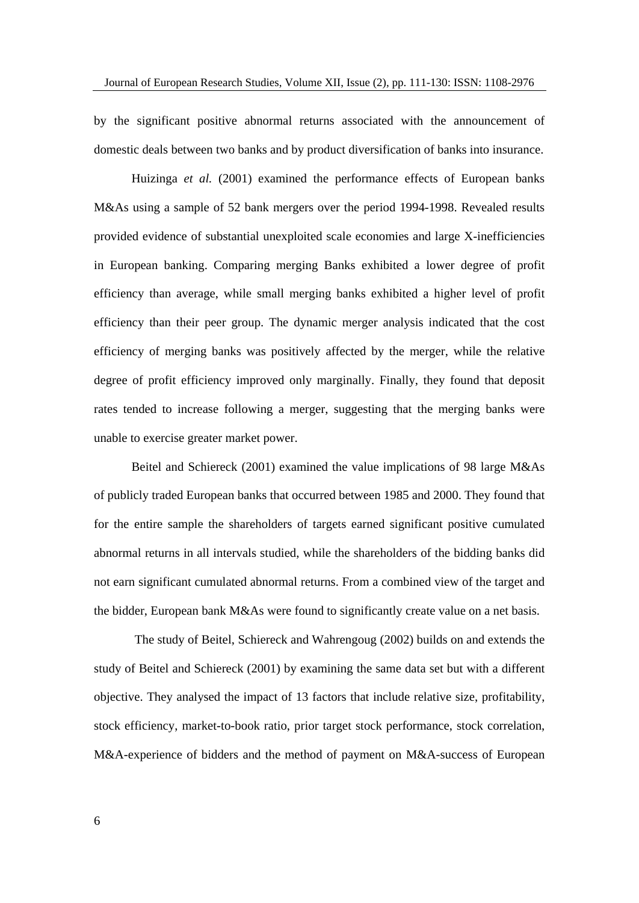by the significant positive abnormal returns associated with the announcement of domestic deals between two banks and by product diversification of banks into insurance.

Huizinga *et al.* (2001) examined the performance effects of European banks M&As using a sample of 52 bank mergers over the period 1994-1998. Revealed results provided evidence of substantial unexploited scale economies and large X-inefficiencies in European banking. Comparing merging Banks exhibited a lower degree of profit efficiency than average, while small merging banks exhibited a higher level of profit efficiency than their peer group. The dynamic merger analysis indicated that the cost efficiency of merging banks was positively affected by the merger, while the relative degree of profit efficiency improved only marginally. Finally, they found that deposit rates tended to increase following a merger, suggesting that the merging banks were unable to exercise greater market power.

Beitel and Schiereck (2001) examined the value implications of 98 large M&As of publicly traded European banks that occurred between 1985 and 2000. They found that for the entire sample the shareholders of targets earned significant positive cumulated abnormal returns in all intervals studied, while the shareholders of the bidding banks did not earn significant cumulated abnormal returns. From a combined view of the target and the bidder, European bank M&As were found to significantly create value on a net basis.

The study of Beitel, Schiereck and Wahrengoug (2002) builds on and extends the study of Beitel and Schiereck (2001) by examining the same data set but with a different objective. They analysed the impact of 13 factors that include relative size, profitability, stock efficiency, market-to-book ratio, prior target stock performance, stock correlation, M&A-experience of bidders and the method of payment on M&A-success of European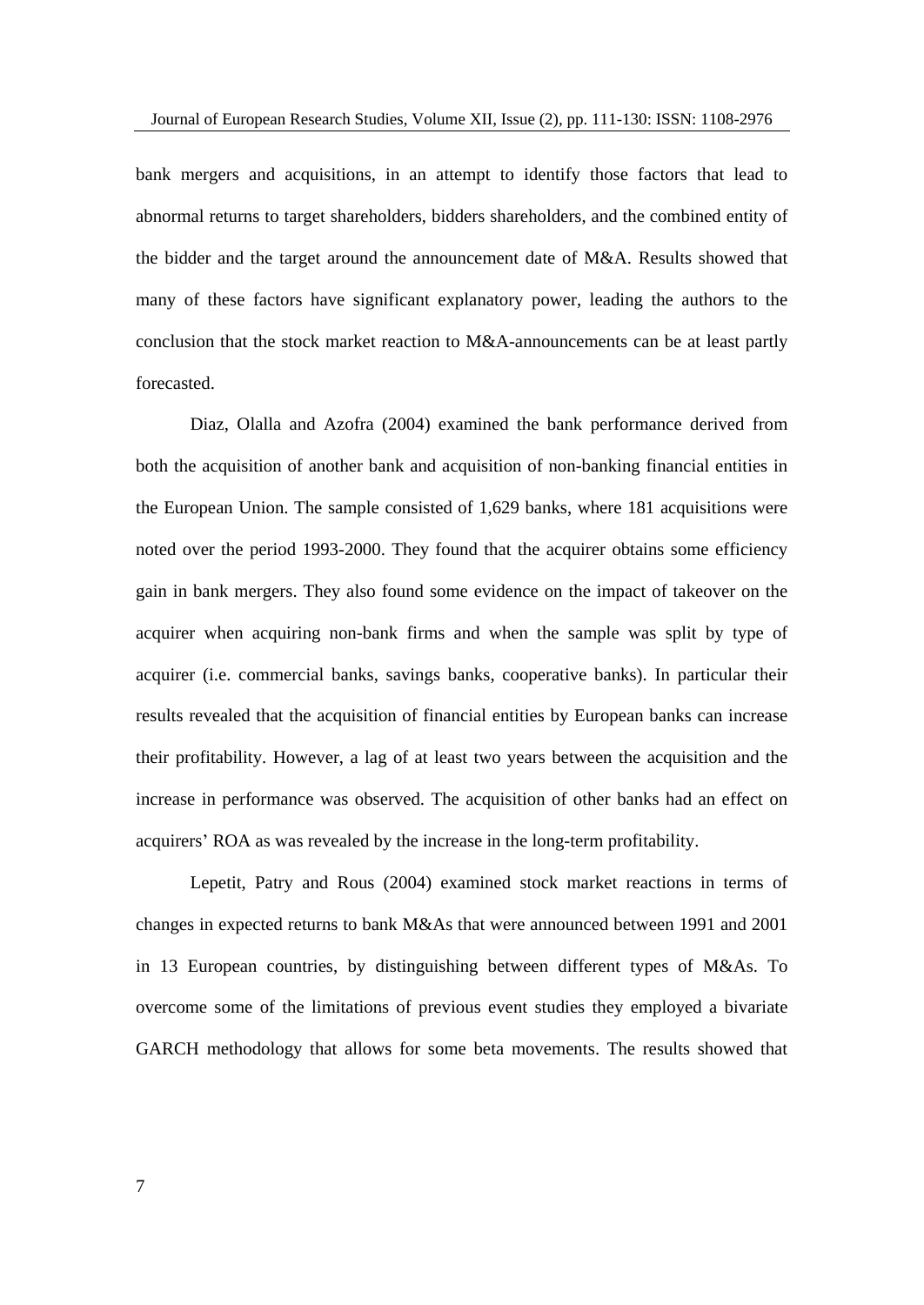bank mergers and acquisitions, in an attempt to identify those factors that lead to abnormal returns to target shareholders, bidders shareholders, and the combined entity of the bidder and the target around the announcement date of M&A. Results showed that many of these factors have significant explanatory power, leading the authors to the conclusion that the stock market reaction to M&A-announcements can be at least partly forecasted.

Diaz, Olalla and Azofra (2004) examined the bank performance derived from both the acquisition of another bank and acquisition of non-banking financial entities in the European Union. The sample consisted of 1,629 banks, where 181 acquisitions were noted over the period 1993-2000. They found that the acquirer obtains some efficiency gain in bank mergers. They also found some evidence on the impact of takeover on the acquirer when acquiring non-bank firms and when the sample was split by type of acquirer (i.e. commercial banks, savings banks, cooperative banks). In particular their results revealed that the acquisition of financial entities by European banks can increase their profitability. However, a lag of at least two years between the acquisition and the increase in performance was observed. The acquisition of other banks had an effect on acquirers' ROA as was revealed by the increase in the long-term profitability.

Lepetit, Patry and Rous (2004) examined stock market reactions in terms of changes in expected returns to bank M&As that were announced between 1991 and 2001 in 13 European countries, by distinguishing between different types of M&As. To overcome some of the limitations of previous event studies they employed a bivariate GARCH methodology that allows for some beta movements. The results showed that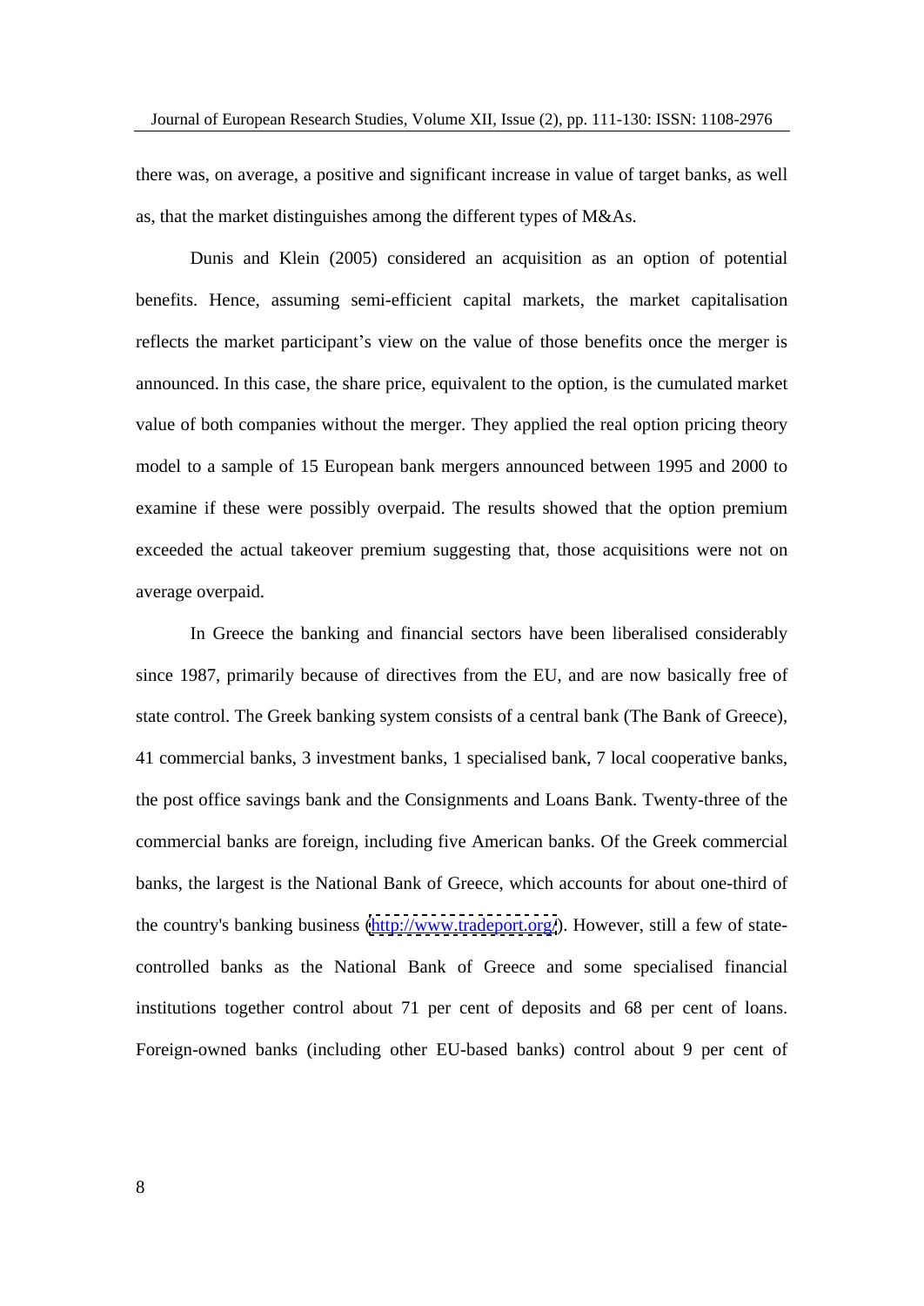there was, on average, a positive and significant increase in value of target banks, as well as, that the market distinguishes among the different types of M&As.

Dunis and Klein (2005) considered an acquisition as an option of potential benefits. Hence, assuming semi-efficient capital markets, the market capitalisation reflects the market participant's view on the value of those benefits once the merger is announced. In this case, the share price, equivalent to the option, is the cumulated market value of both companies without the merger. They applied the real option pricing theory model to a sample of 15 European bank mergers announced between 1995 and 2000 to examine if these were possibly overpaid. The results showed that the option premium exceeded the actual takeover premium suggesting that, those acquisitions were not on average overpaid.

In Greece the banking and financial sectors have been liberalised considerably since 1987, primarily because of directives from the EU, and are now basically free of state control. The Greek banking system consists of a central bank (The Bank of Greece), 41 commercial banks, 3 investment banks, 1 specialised bank, 7 local cooperative banks, the post office savings bank and the Consignments and Loans Bank. Twenty-three of the commercial banks are foreign, including five American banks. Of the Greek commercial banks, the largest is the National Bank of Greece, which accounts for about one-third of the country's banking business (http://www.tradeport.org/). However, still a few of state-controlled banks as the National Bank of Greece and some specialised financial institutions together control about 71 per cent of deposits and 68 per cent of loans. Foreign-owned banks (including other EU-based banks) control about 9 per cent of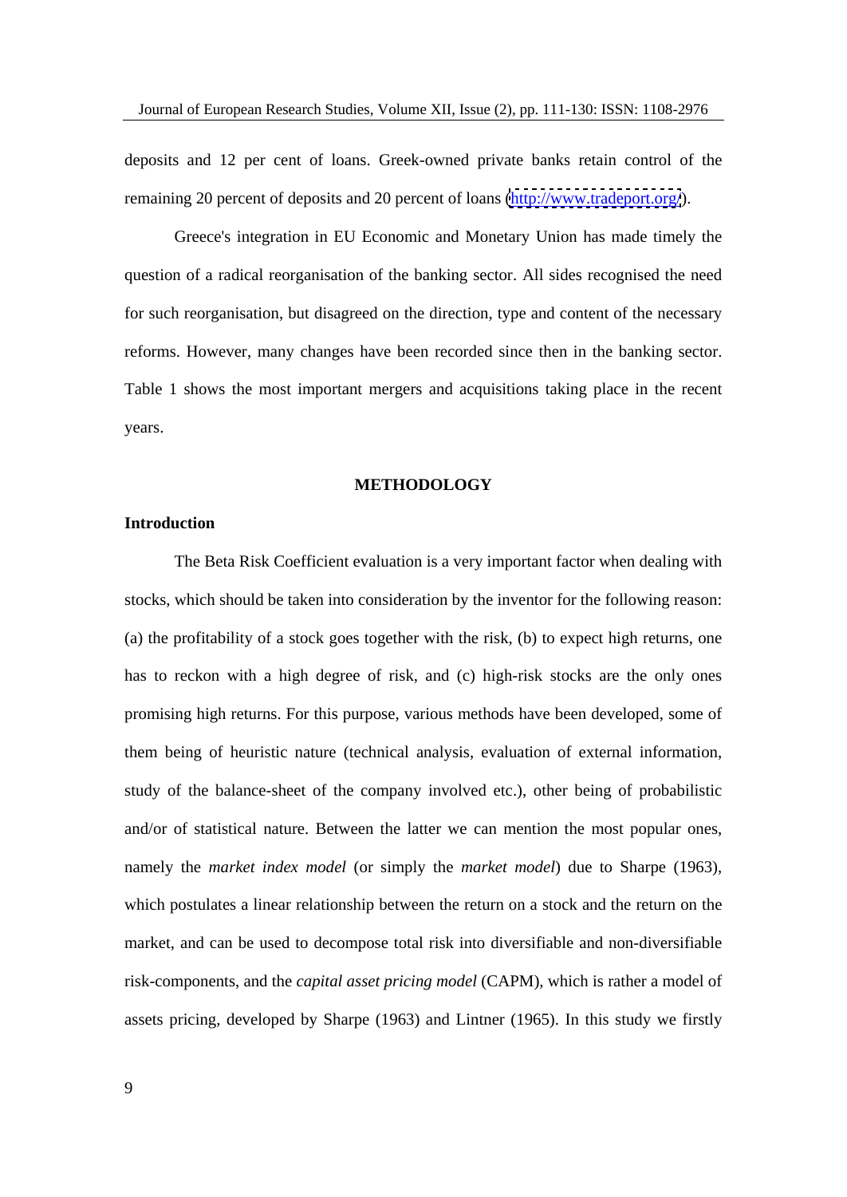deposits and 12 per cent of loans. Greek-owned private banks retain control of the remaining 20 percent of deposits and 20 percent of loans (http://www.tradeport.org/).

Greece's integration in EU Economic and Monetary Union has made timely the question of a radical reorganisation of the banking sector. All sides recognised the need for such reorganisation, but disagreed on the direction, type and content of the necessary reforms. However, many changes have been recorded since then in the banking sector. Table 1 shows the most important mergers and acquisitions taking place in the recent years.

## METHODOLOGY

### Introduction

The Beta Risk Coefficient evaluation is a very important factor when dealing with stocks, which should be taken into consideration by the inventor for the following reason: (a) the profitability of a stock goes together with the risk, (b) to expect high returns, one has to reckon with a high degree of risk, and (c) high-risk stocks are the only ones promising high returns. For this purpose, various methods have been developed, some of them being of heuristic nature (technical analysis, evaluation of external information, study of the balance-sheet of the company involved etc.), other being of probabilistic and/or of statistical nature. Between the latter we can mention the most popular ones, namely the *market index model* (or simply the *market model*) due to Sharpe (1963), which postulates a linear relationship between the return on a stock and the return on the market, and can be used to decompose total risk into diversifiable and non-diversifiable risk-components, and the *capital asset pricing model* (CAPM), which is rather a model of assets pricing, developed by Sharpe (1963) and Lintner (1965). In this study we firstly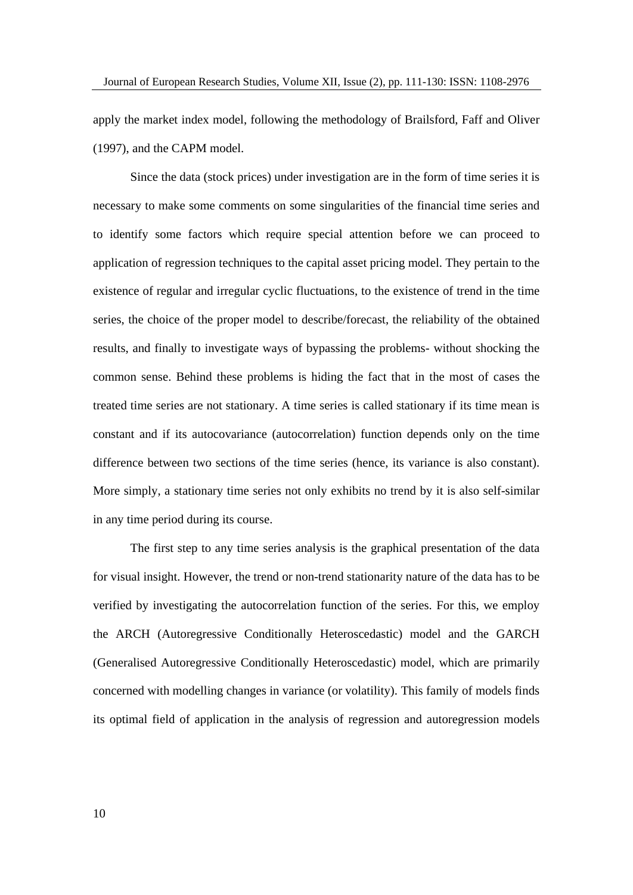apply the market index model, following the methodology of Brailsford, Faff and Oliver (1997), and the CAPM model.

Since the data (stock prices) under investigation are in the form of time series it is necessary to make some comments on some singularities of the financial time series and to identify some factors which require special attention before we can proceed to application of regression techniques to the capital asset pricing model. They pertain to the existence of regular and irregular cyclic fluctuations, to the existence of trend in the time series, the choice of the proper model to describe/forecast, the reliability of the obtained results, and finally to investigate ways of bypassing the problems- without shocking the common sense. Behind these problems is hiding the fact that in the most of cases the treated time series are not stationary. A time series is called stationary if its time mean is constant and if its autocovariance (autocorrelation) function depends only on the time difference between two sections of the time series (hence, its variance is also constant). More simply, a stationary time series not only exhibits no trend by it is also self-similar in any time period during its course.

The first step to any time series analysis is the graphical presentation of the data for visual insight. However, the trend or non-trend stationarity nature of the data has to be verified by investigating the autocorrelation function of the series. For this, we employ the ARCH (Autoregressive Conditionally Heteroscedastic) model and the GARCH (Generalised Autoregressive Conditionally Heteroscedastic) model, which are primarily concerned with modelling changes in variance (or volatility). This family of models finds its optimal field of application in the analysis of regression and autoregression models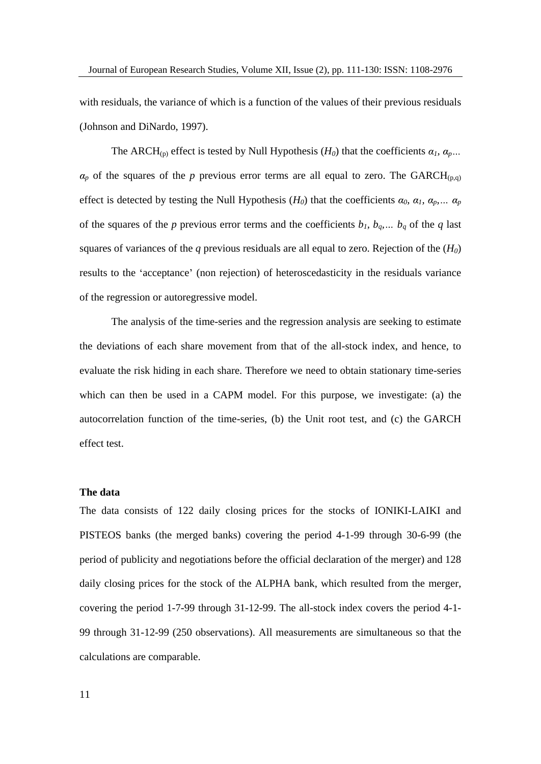with residuals, the variance of which is a function of the values of their previous residuals (Johnson and DiNardo, 1997).

The $ARCH_{(p)}$ effect is tested by Null Hypothesis ($H_0$) that the coefficients $\alpha_1$, $\alpha_p$… $\alpha_p$ of the squares of the $p$ previous error terms are all equal to zero. The $GARCH_{(p,q)}$ effect is detected by testing the Null Hypothesis ($H_0$) that the coefficients $\alpha_0$, $\alpha_1$, $\alpha_p$,… $\alpha_p$ of the squares of the $p$ previous error terms and the coefficients $b_1$, $b_q$,… $b_q$ of the $q$ last squares of variances of the $q$ previous residuals are all equal to zero. Rejection of the ($H_0$) results to the 'acceptance' (non rejection) of heteroscedasticity in the residuals variance of the regression or autoregressive model.

The analysis of the time-series and the regression analysis are seeking to estimate the deviations of each share movement from that of the all-stock index, and hence, to evaluate the risk hiding in each share. Therefore we need to obtain stationary time-series which can then be used in a CAPM model. For this purpose, we investigate: (a) the autocorrelation function of the time-series, (b) the Unit root test, and (c) the GARCH effect test.

**The data**

The data consists of 122 daily closing prices for the stocks of IONIKI-LAIKI and PISTEOS banks (the merged banks) covering the period 4-1-99 through 30-6-99 (the period of publicity and negotiations before the official declaration of the merger) and 128 daily closing prices for the stock of the ALPHA bank, which resulted from the merger, covering the period 1-7-99 through 31-12-99. The all-stock index covers the period 4-1-99 through 31-12-99 (250 observations). All measurements are simultaneous so that the calculations are comparable.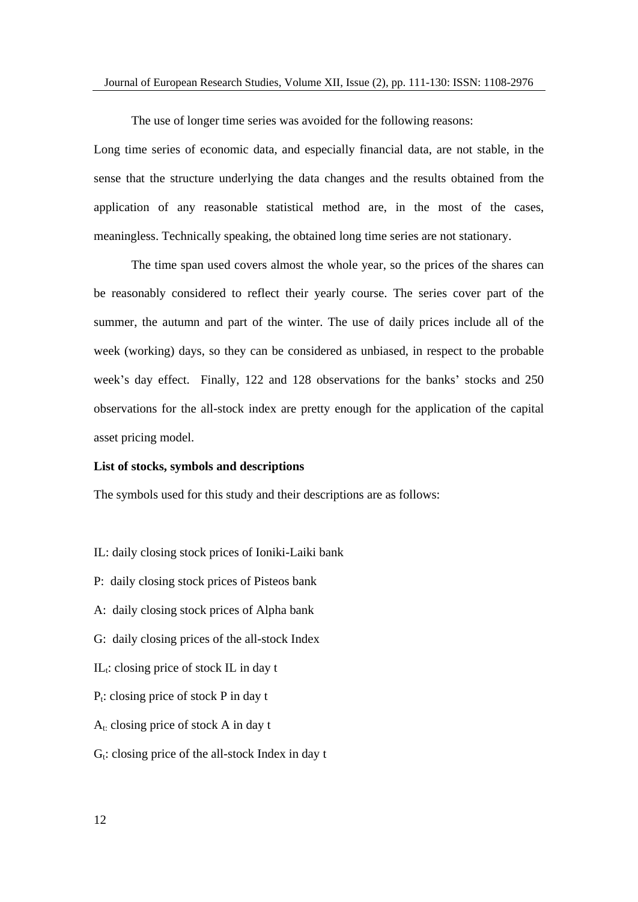The use of longer time series was avoided for the following reasons:

Long time series of economic data, and especially financial data, are not stable, in the sense that the structure underlying the data changes and the results obtained from the application of any reasonable statistical method are, in the most of the cases, meaningless. Technically speaking, the obtained long time series are not stationary.

The time span used covers almost the whole year, so the prices of the shares can be reasonably considered to reflect their yearly course. The series cover part of the summer, the autumn and part of the winter. The use of daily prices include all of the week (working) days, so they can be considered as unbiased, in respect to the probable week's day effect. Finally, 122 and 128 observations for the banks' stocks and 250 observations for the all-stock index are pretty enough for the application of the capital asset pricing model.

**List of stocks, symbols and descriptions**

The symbols used for this study and their descriptions are as follows:

IL: daily closing stock prices of Ioniki-Laiki bank

P: daily closing stock prices of Pisteos bank

A: daily closing stock prices of Alpha bank

G: daily closing prices of the all-stock Index

$IL_t$: closing price of stock IL in day t

$P_t$: closing price of stock P in day t

$A_t$: closing price of stock A in day t

$G_t$: closing price of the all-stock Index in day t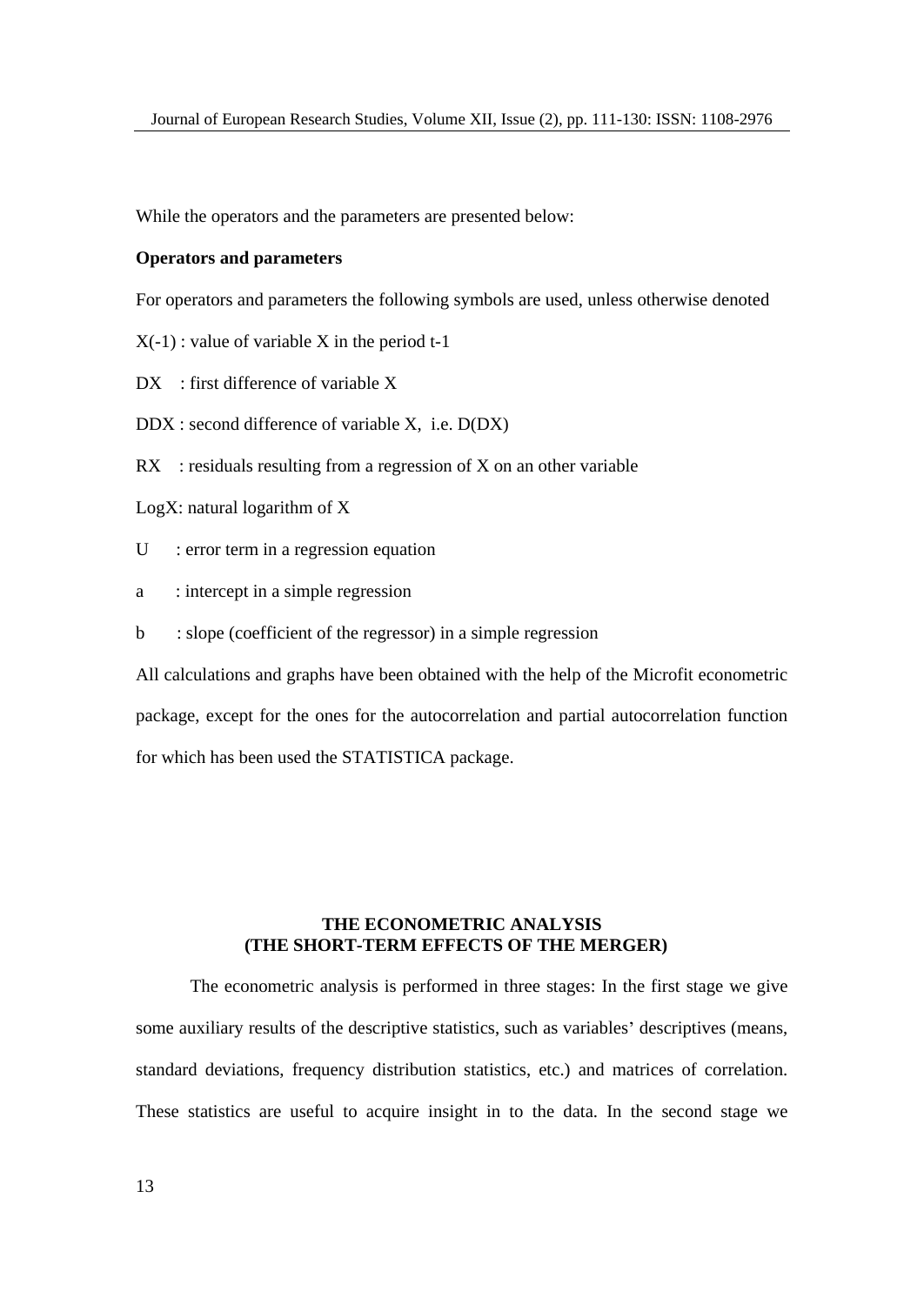While the operators and the parameters are presented below:

**Operators and parameters**

For operators and parameters the following symbols are used, unless otherwise denoted

X(-1) : value of variable X in the period t-1

DX : first difference of variable X

DDX : second difference of variable X, i.e. D(DX)

RX : residuals resulting from a regression of X on an other variable

LogX: natural logarithm of X

U : error term in a regression equation

a : intercept in a simple regression

b : slope (coefficient of the regressor) in a simple regression

All calculations and graphs have been obtained with the help of the Microfit econometric package, except for the ones for the autocorrelation and partial autocorrelation function for which has been used the STATISTICA package.

## THE ECONOMETRIC ANALYSIS (THE SHORT-TERM EFFECTS OF THE MERGER)

The econometric analysis is performed in three stages: In the first stage we give some auxiliary results of the descriptive statistics, such as variables' descriptives (means, standard deviations, frequency distribution statistics, etc.) and matrices of correlation. These statistics are useful to acquire insight in to the data. In the second stage we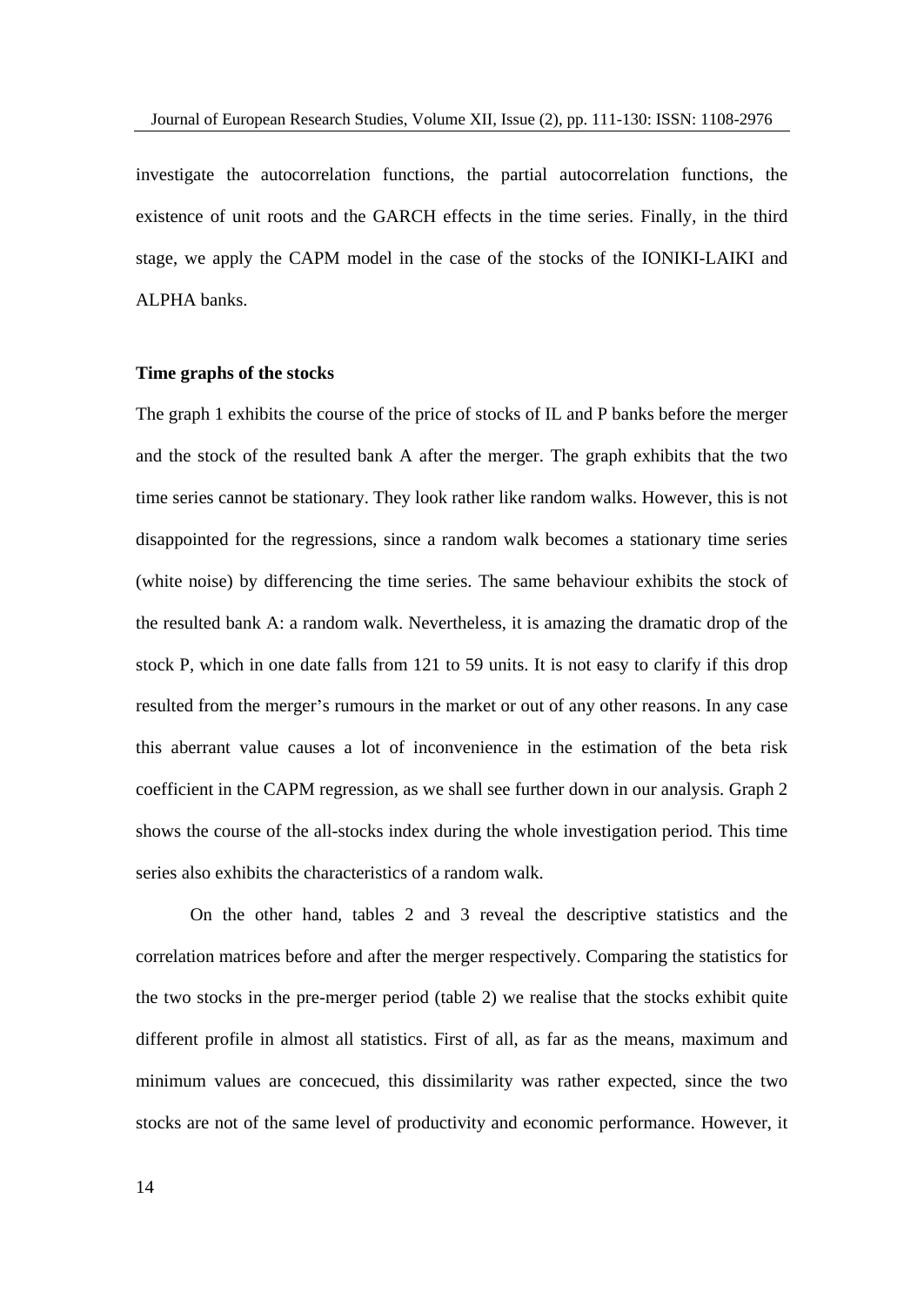investigate the autocorrelation functions, the partial autocorrelation functions, the existence of unit roots and the GARCH effects in the time series. Finally, in the third stage, we apply the CAPM model in the case of the stocks of the IONIKI-LAIKI and ALPHA banks.

**Time graphs of the stocks**

The graph 1 exhibits the course of the price of stocks of IL and P banks before the merger and the stock of the resulted bank A after the merger. The graph exhibits that the two time series cannot be stationary. They look rather like random walks. However, this is not disappointed for the regressions, since a random walk becomes a stationary time series (white noise) by differencing the time series. The same behaviour exhibits the stock of the resulted bank A: a random walk. Nevertheless, it is amazing the dramatic drop of the stock P, which in one date falls from 121 to 59 units. It is not easy to clarify if this drop resulted from the merger's rumours in the market or out of any other reasons. In any case this aberrant value causes a lot of inconvenience in the estimation of the beta risk coefficient in the CAPM regression, as we shall see further down in our analysis. Graph 2 shows the course of the all-stocks index during the whole investigation period. This time series also exhibits the characteristics of a random walk.

On the other hand, tables 2 and 3 reveal the descriptive statistics and the correlation matrices before and after the merger respectively. Comparing the statistics for the two stocks in the pre-merger period (table 2) we realise that the stocks exhibit quite different profile in almost all statistics. First of all, as far as the means, maximum and minimum values are concecued, this dissimilarity was rather expected, since the two stocks are not of the same level of productivity and economic performance. However, it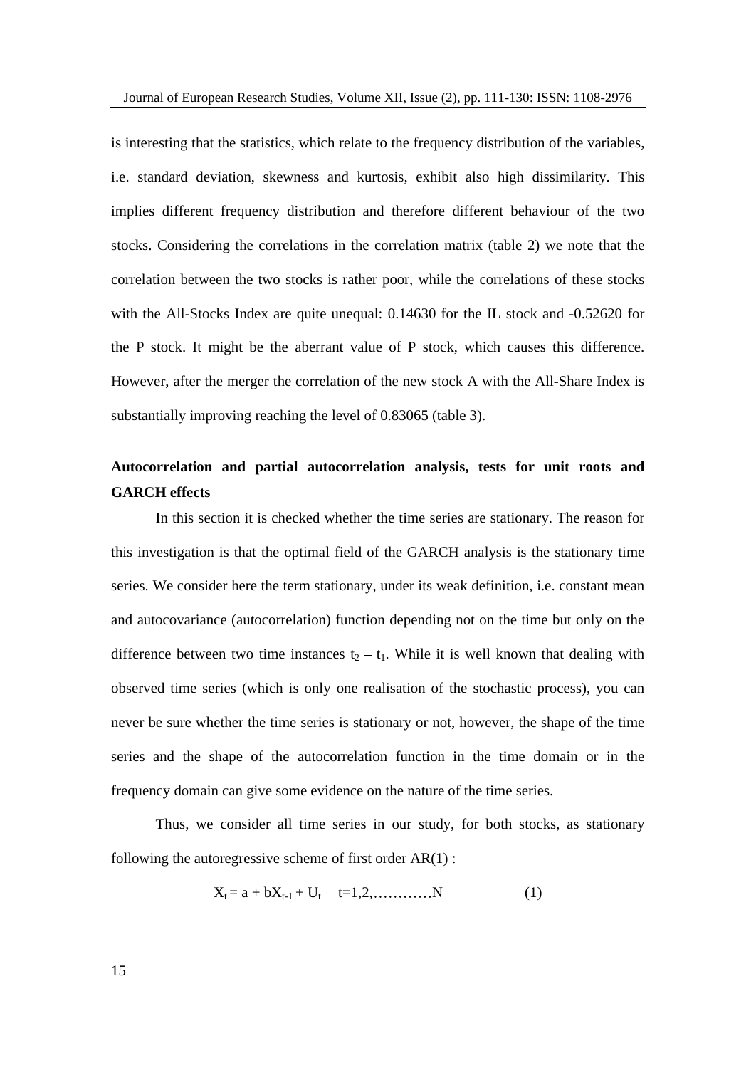is interesting that the statistics, which relate to the frequency distribution of the variables, i.e. standard deviation, skewness and kurtosis, exhibit also high dissimilarity. This implies different frequency distribution and therefore different behaviour of the two stocks. Considering the correlations in the correlation matrix (table 2) we note that the correlation between the two stocks is rather poor, while the correlations of these stocks with the All-Stocks Index are quite unequal: 0.14630 for the IL stock and -0.52620 for the P stock. It might be the aberrant value of P stock, which causes this difference. However, after the merger the correlation of the new stock A with the All-Share Index is substantially improving reaching the level of 0.83065 (table 3).

## Autocorrelation and partial autocorrelation analysis, tests for unit roots and GARCH effects

In this section it is checked whether the time series are stationary. The reason for this investigation is that the optimal field of the GARCH analysis is the stationary time series. We consider here the term stationary, under its weak definition, i.e. constant mean and autocovariance (autocorrelation) function depending not on the time but only on the difference between two time instances $t_2 - t_1$. While it is well known that dealing with observed time series (which is only one realisation of the stochastic process), you can never be sure whether the time series is stationary or not, however, the shape of the time series and the shape of the autocorrelation function in the time domain or in the frequency domain can give some evidence on the nature of the time series.

Thus, we consider all time series in our study, for both stocks, as stationary following the autoregressive scheme of first order AR(1) :

$$X_t = a + bX_{t-1} + U_t \quad t=1,2,\ldots\ldots\ldots\ldots N \qquad (1)$$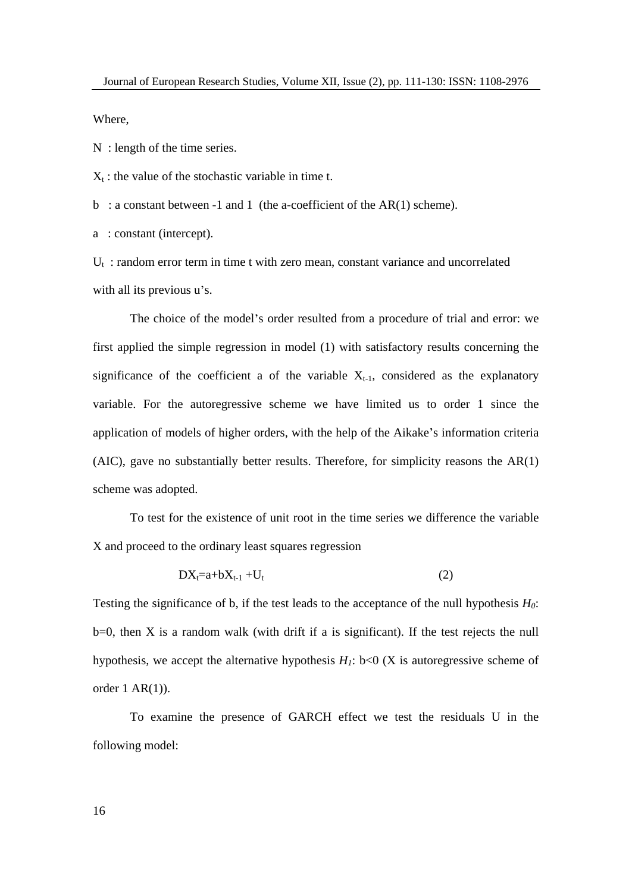Where,

N : length of the time series.

$X_t$ : the value of the stochastic variable in time t.

b : a constant between -1 and 1 (the a-coefficient of the AR(1) scheme).

a : constant (intercept).

$U_t$ : random error term in time t with zero mean, constant variance and uncorrelated with all its previous u's.

The choice of the model's order resulted from a procedure of trial and error: we first applied the simple regression in model (1) with satisfactory results concerning the significance of the coefficient a of the variable $X_{t-1}$, considered as the explanatory variable. For the autoregressive scheme we have limited us to order 1 since the application of models of higher orders, with the help of the Aikake's information criteria (AIC), gave no substantially better results. Therefore, for simplicity reasons the AR(1) scheme was adopted.

To test for the existence of unit root in the time series we difference the variable X and proceed to the ordinary least squares regression

$$DX_t=a+bX_{t-1}+U_t \tag{2}$$

Testing the significance of b, if the test leads to the acceptance of the null hypothesis $H_0$: b=0, then X is a random walk (with drift if a is significant). If the test rejects the null hypothesis, we accept the alternative hypothesis $H_1$: b<0 (X is autoregressive scheme of order 1 AR(1)).

To examine the presence of GARCH effect we test the residuals U in the following model: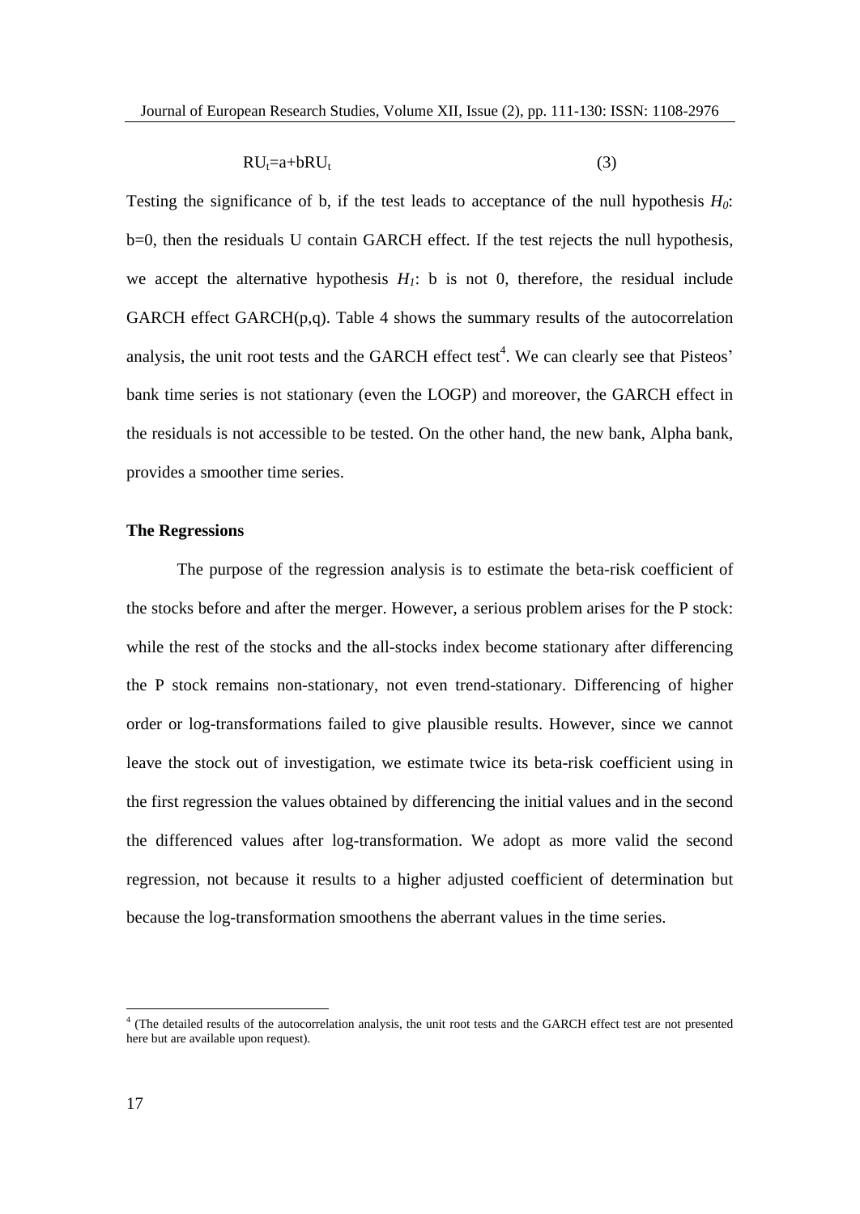$$RU_t = a + bRU_t \qquad (3)$$

Testing the significance of b, if the test leads to acceptance of the null hypothesis $H_0$: b=0, then the residuals U contain GARCH effect. If the test rejects the null hypothesis, we accept the alternative hypothesis $H_1$: b is not 0, therefore, the residual include GARCH effect GARCH(p,q). Table 4 shows the summary results of the autocorrelation analysis, the unit root tests and the GARCH effect test[4]. We can clearly see that Pisteos' bank time series is not stationary (even the LOGP) and moreover, the GARCH effect in the residuals is not accessible to be tested. On the other hand, the new bank, Alpha bank, provides a smoother time series.

### The Regressions

The purpose of the regression analysis is to estimate the beta-risk coefficient of the stocks before and after the merger. However, a serious problem arises for the P stock: while the rest of the stocks and the all-stocks index become stationary after differencing the P stock remains non-stationary, not even trend-stationary. Differencing of higher order or log-transformations failed to give plausible results. However, since we cannot leave the stock out of investigation, we estimate twice its beta-risk coefficient using in the first regression the values obtained by differencing the initial values and in the second the differenced values after log-transformation. We adopt as more valid the second regression, not because it results to a higher adjusted coefficient of determination but because the log-transformation smoothens the aberrant values in the time series.

[4] (The detailed results of the autocorrelation analysis, the unit root tests and the GARCH effect test are not presented here but are available upon request).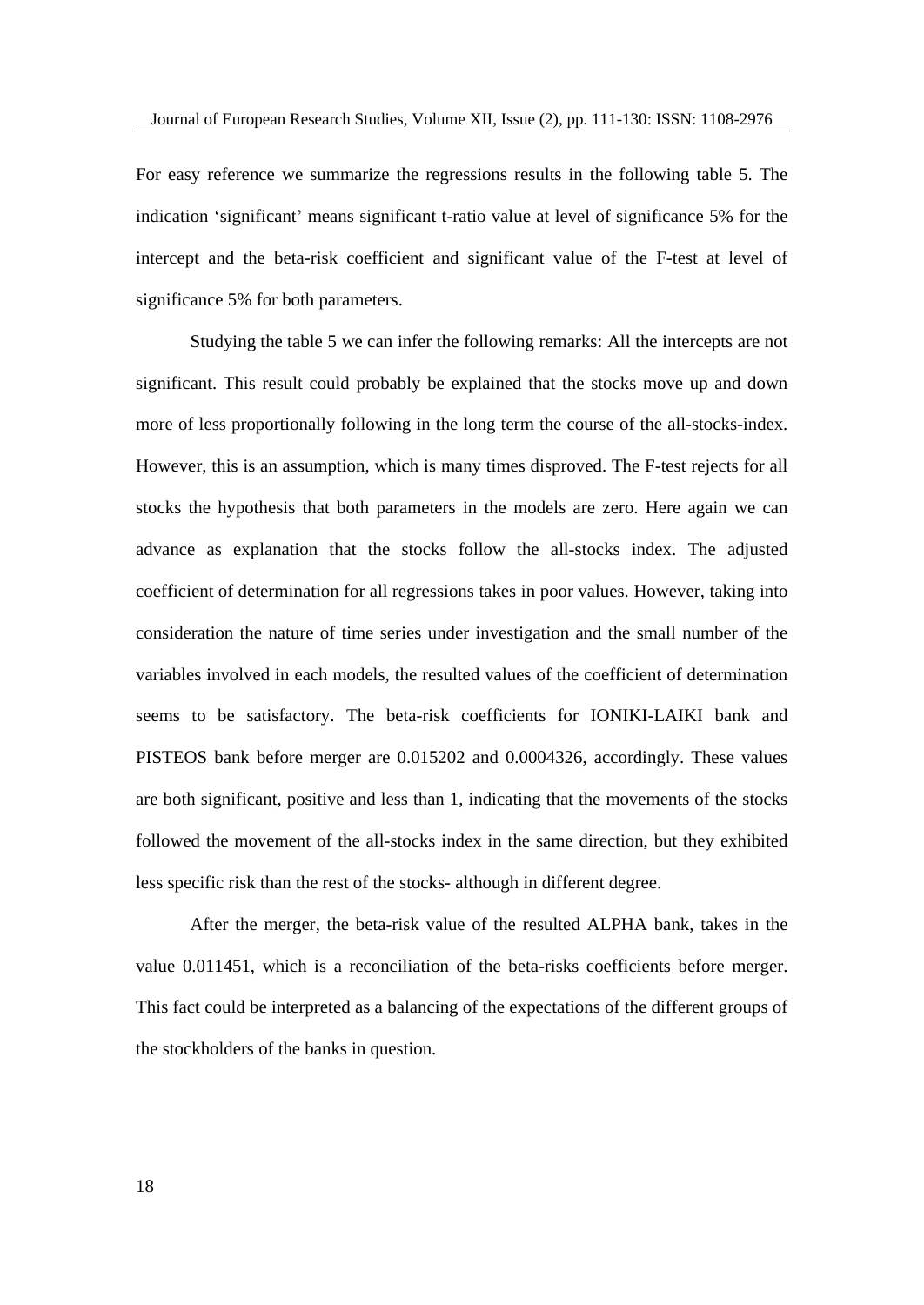For easy reference we summarize the regressions results in the following table 5. The indication 'significant' means significant t-ratio value at level of significance 5% for the intercept and the beta-risk coefficient and significant value of the F-test at level of significance 5% for both parameters.

Studying the table 5 we can infer the following remarks: All the intercepts are not significant. This result could probably be explained that the stocks move up and down more of less proportionally following in the long term the course of the all-stocks-index. However, this is an assumption, which is many times disproved. The F-test rejects for all stocks the hypothesis that both parameters in the models are zero. Here again we can advance as explanation that the stocks follow the all-stocks index. The adjusted coefficient of determination for all regressions takes in poor values. However, taking into consideration the nature of time series under investigation and the small number of the variables involved in each models, the resulted values of the coefficient of determination seems to be satisfactory. The beta-risk coefficients for IONIKI-LAIKI bank and PISTEOS bank before merger are 0.015202 and 0.0004326, accordingly. These values are both significant, positive and less than 1, indicating that the movements of the stocks followed the movement of the all-stocks index in the same direction, but they exhibited less specific risk than the rest of the stocks- although in different degree.

After the merger, the beta-risk value of the resulted ALPHA bank, takes in the value 0.011451, which is a reconciliation of the beta-risks coefficients before merger. This fact could be interpreted as a balancing of the expectations of the different groups of the stockholders of the banks in question.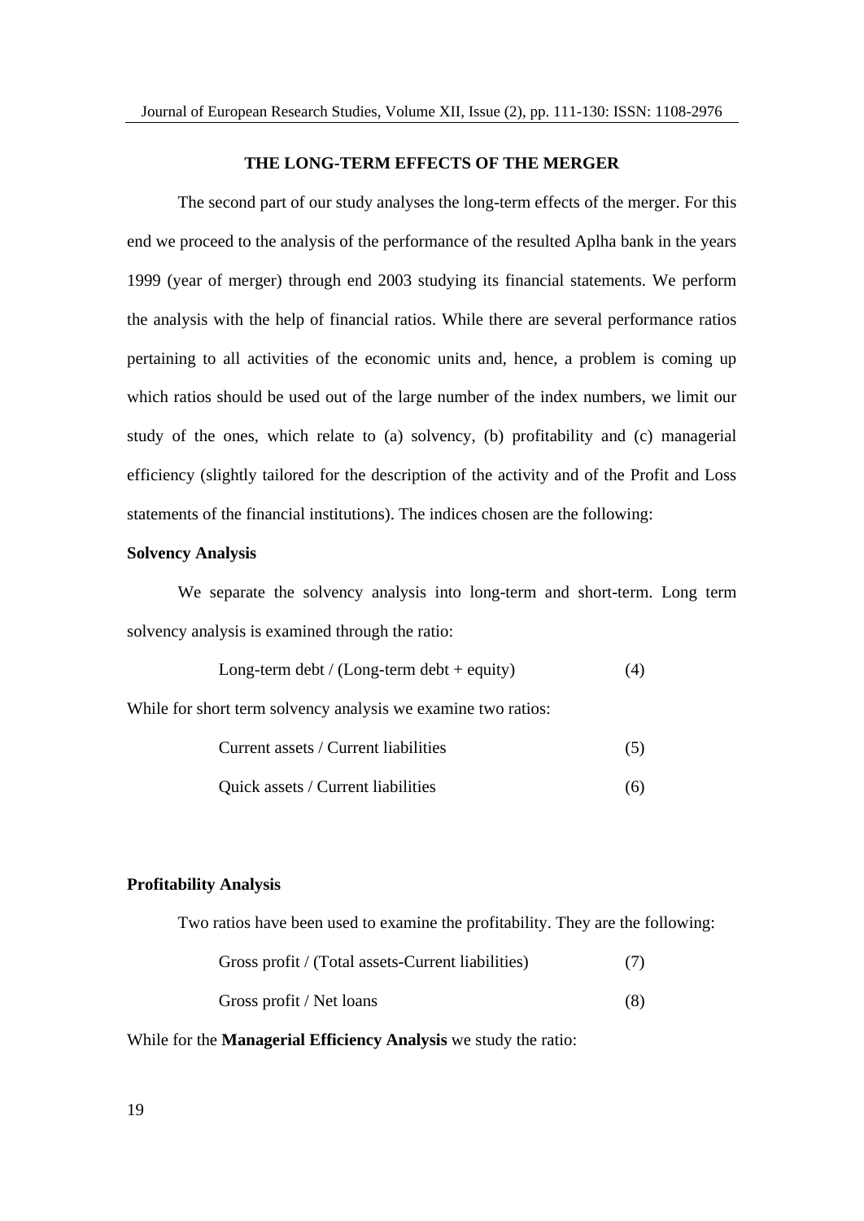## THE LONG-TERM EFFECTS OF THE MERGER

The second part of our study analyses the long-term effects of the merger. For this end we proceed to the analysis of the performance of the resulted Aplha bank in the years 1999 (year of merger) through end 2003 studying its financial statements. We perform the analysis with the help of financial ratios. While there are several performance ratios pertaining to all activities of the economic units and, hence, a problem is coming up which ratios should be used out of the large number of the index numbers, we limit our study of the ones, which relate to (a) solvency, (b) profitability and (c) managerial efficiency (slightly tailored for the description of the activity and of the Profit and Loss statements of the financial institutions). The indices chosen are the following:

**Solvency Analysis**

We separate the solvency analysis into long-term and short-term. Long term solvency analysis is examined through the ratio:

$$\text{Long-term debt} / (\text{Long-term debt} + \text{equity}) \qquad (4)$$

While for short term solvency analysis we examine two ratios:

$$\text{Current assets} / \text{Current liabilities} \qquad (5)$$

$$\text{Quick assets} / \text{Current liabilities} \qquad (6)$$

**Profitability Analysis**

Two ratios have been used to examine the profitability. They are the following:

$$\text{Gross profit} / (\text{Total assets} - \text{Current liabilities}) \qquad (7)$$

$$\text{Gross profit} / \text{Net loans} \qquad (8)$$

While for the **Managerial Efficiency Analysis** we study the ratio: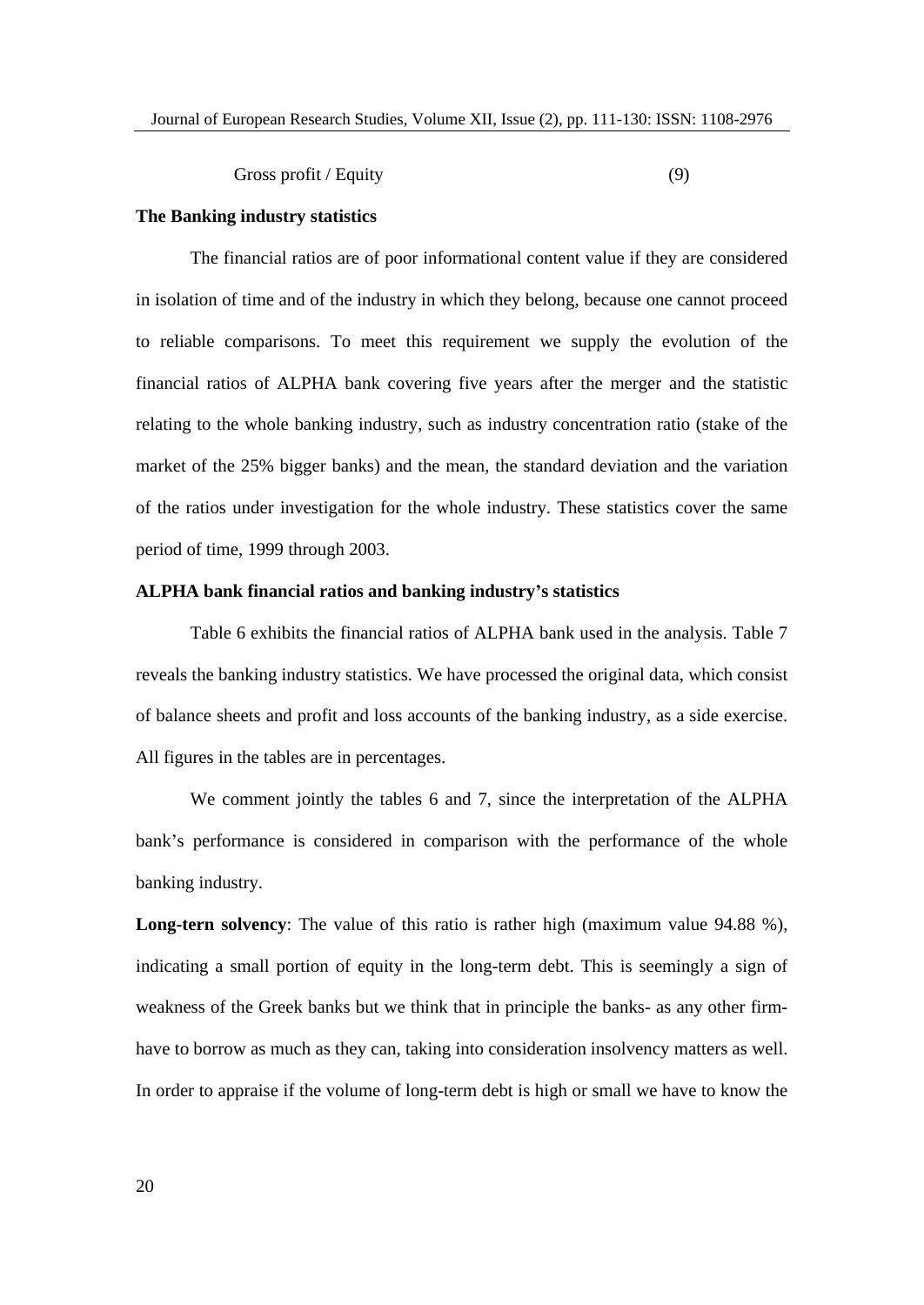Gross profit / Equity (9)

**The Banking industry statistics**

The financial ratios are of poor informational content value if they are considered in isolation of time and of the industry in which they belong, because one cannot proceed to reliable comparisons. To meet this requirement we supply the evolution of the financial ratios of ALPHA bank covering five years after the merger and the statistic relating to the whole banking industry, such as industry concentration ratio (stake of the market of the 25% bigger banks) and the mean, the standard deviation and the variation of the ratios under investigation for the whole industry. These statistics cover the same period of time, 1999 through 2003.

**ALPHA bank financial ratios and banking industry's statistics**

Table 6 exhibits the financial ratios of ALPHA bank used in the analysis. Table 7 reveals the banking industry statistics. We have processed the original data, which consist of balance sheets and profit and loss accounts of the banking industry, as a side exercise. All figures in the tables are in percentages.

We comment jointly the tables 6 and 7, since the interpretation of the ALPHA bank's performance is considered in comparison with the performance of the whole banking industry.

**Long-tern solvency**: The value of this ratio is rather high (maximum value 94.88 %), indicating a small portion of equity in the long-term debt. This is seemingly a sign of weakness of the Greek banks but we think that in principle the banks- as any other firm- have to borrow as much as they can, taking into consideration insolvency matters as well. In order to appraise if the volume of long-term debt is high or small we have to know the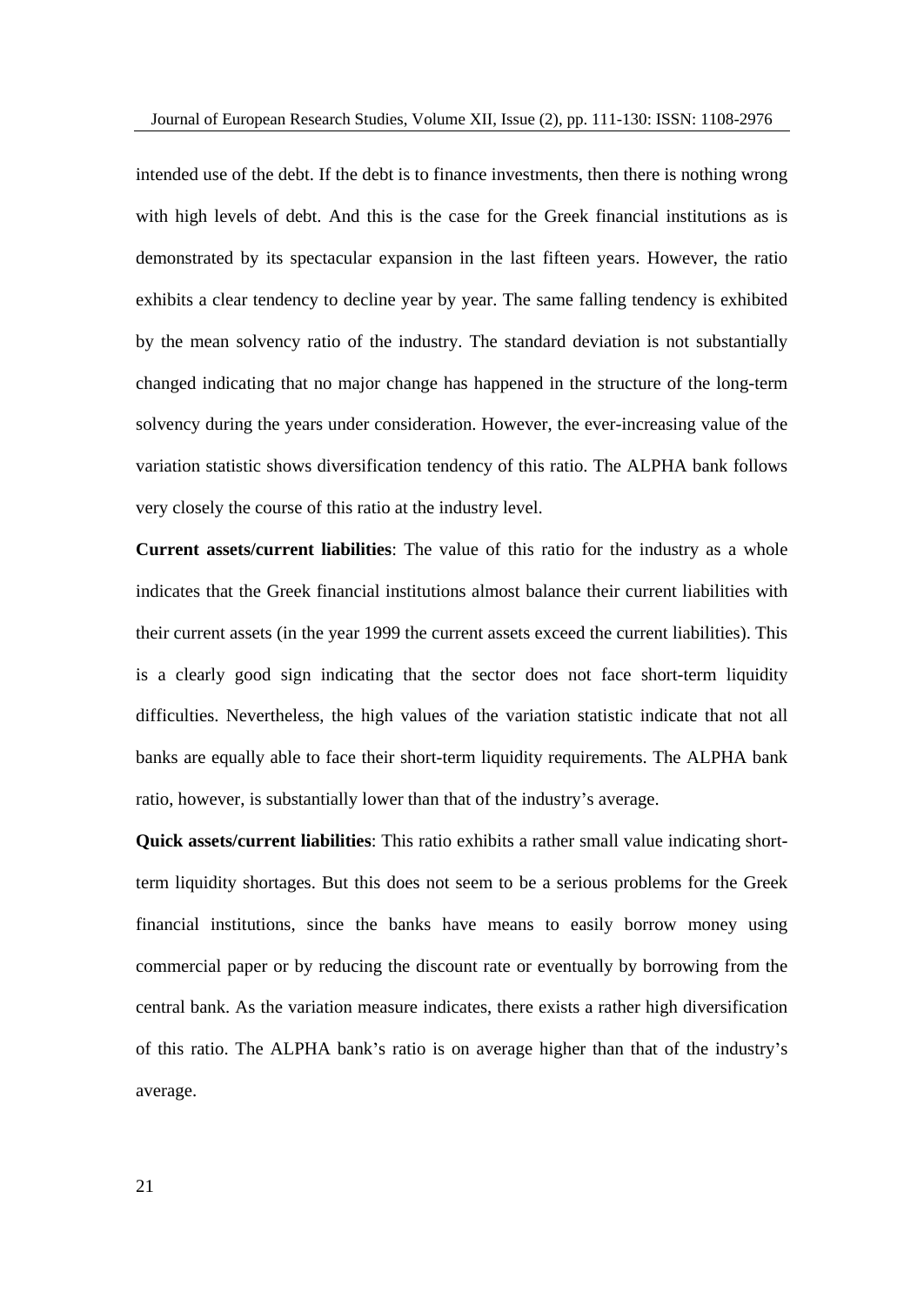intended use of the debt. If the debt is to finance investments, then there is nothing wrong with high levels of debt. And this is the case for the Greek financial institutions as is demonstrated by its spectacular expansion in the last fifteen years. However, the ratio exhibits a clear tendency to decline year by year. The same falling tendency is exhibited by the mean solvency ratio of the industry. The standard deviation is not substantially changed indicating that no major change has happened in the structure of the long-term solvency during the years under consideration. However, the ever-increasing value of the variation statistic shows diversification tendency of this ratio. The ALPHA bank follows very closely the course of this ratio at the industry level.

**Current assets/current liabilities**: The value of this ratio for the industry as a whole indicates that the Greek financial institutions almost balance their current liabilities with their current assets (in the year 1999 the current assets exceed the current liabilities). This is a clearly good sign indicating that the sector does not face short-term liquidity difficulties. Nevertheless, the high values of the variation statistic indicate that not all banks are equally able to face their short-term liquidity requirements. The ALPHA bank ratio, however, is substantially lower than that of the industry's average.

**Quick assets/current liabilities**: This ratio exhibits a rather small value indicating short-term liquidity shortages. But this does not seem to be a serious problems for the Greek financial institutions, since the banks have means to easily borrow money using commercial paper or by reducing the discount rate or eventually by borrowing from the central bank. As the variation measure indicates, there exists a rather high diversification of this ratio. The ALPHA bank's ratio is on average higher than that of the industry's average.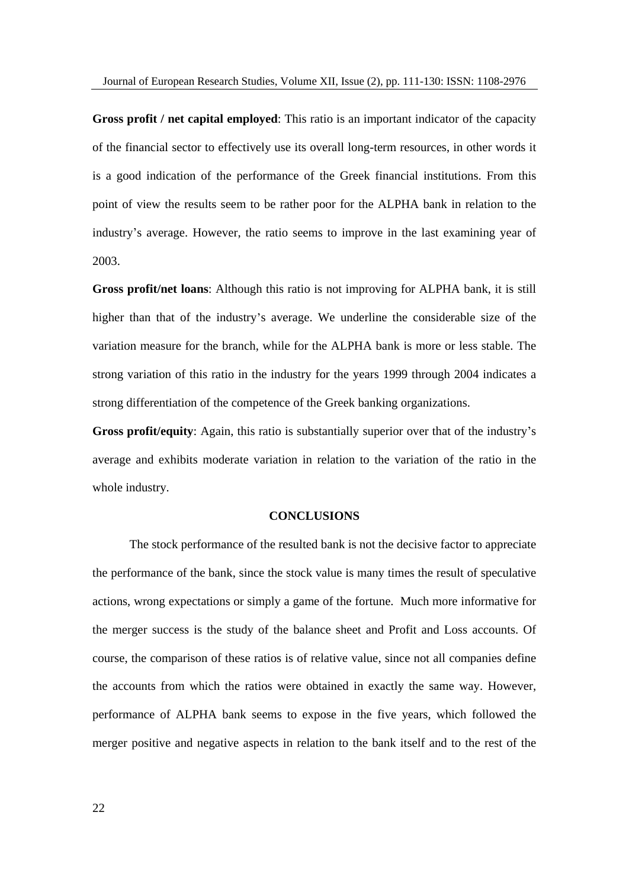**Gross profit / net capital employed**: This ratio is an important indicator of the capacity of the financial sector to effectively use its overall long-term resources, in other words it is a good indication of the performance of the Greek financial institutions. From this point of view the results seem to be rather poor for the ALPHA bank in relation to the industry's average. However, the ratio seems to improve in the last examining year of 2003.

**Gross profit/net loans**: Although this ratio is not improving for ALPHA bank, it is still higher than that of the industry's average. We underline the considerable size of the variation measure for the branch, while for the ALPHA bank is more or less stable. The strong variation of this ratio in the industry for the years 1999 through 2004 indicates a strong differentiation of the competence of the Greek banking organizations.

**Gross profit/equity**: Again, this ratio is substantially superior over that of the industry's average and exhibits moderate variation in relation to the variation of the ratio in the whole industry.

## CONCLUSIONS

The stock performance of the resulted bank is not the decisive factor to appreciate the performance of the bank, since the stock value is many times the result of speculative actions, wrong expectations or simply a game of the fortune. Much more informative for the merger success is the study of the balance sheet and Profit and Loss accounts. Of course, the comparison of these ratios is of relative value, since not all companies define the accounts from which the ratios were obtained in exactly the same way. However, performance of ALPHA bank seems to expose in the five years, which followed the merger positive and negative aspects in relation to the bank itself and to the rest of the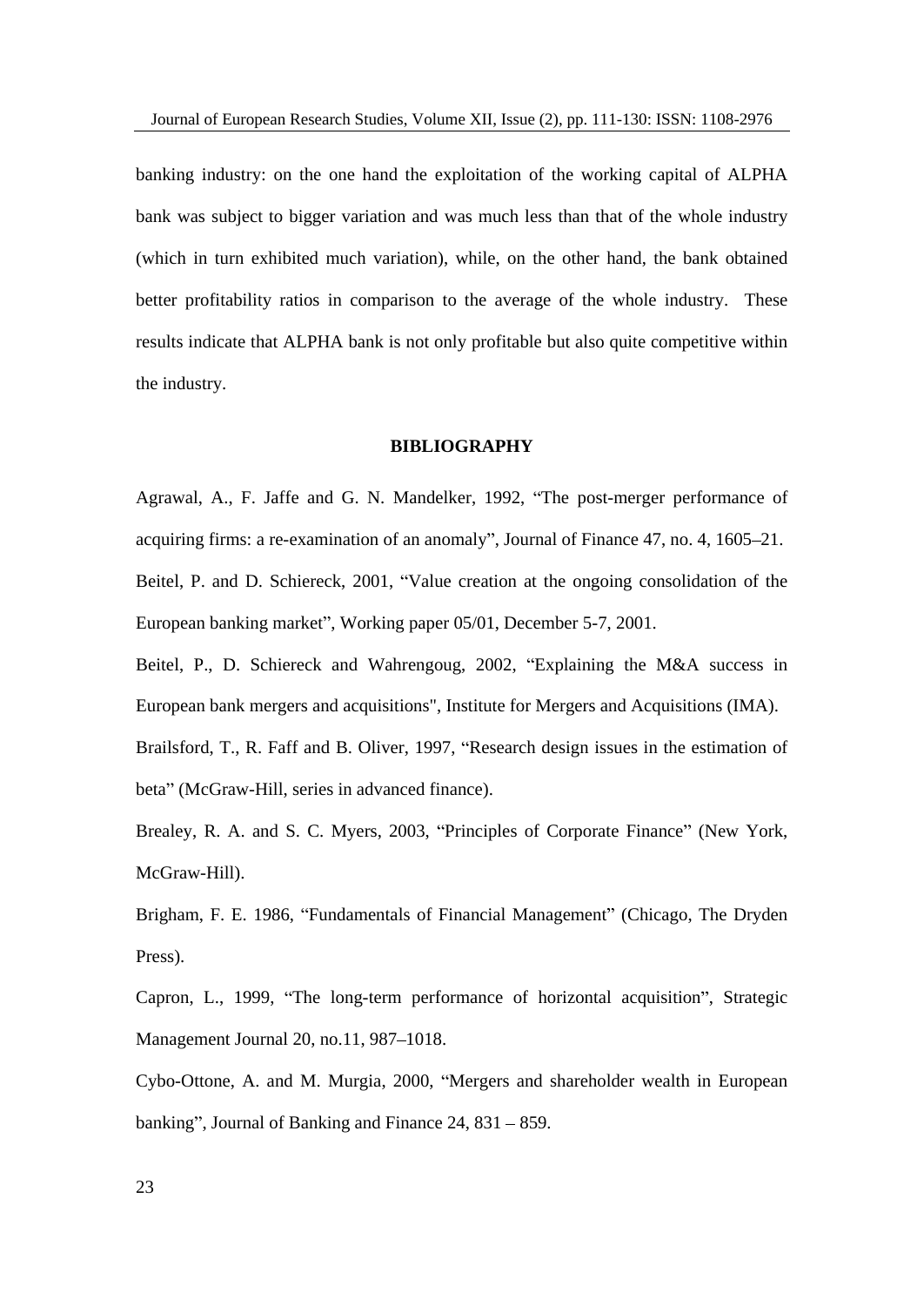banking industry: on the one hand the exploitation of the working capital of ALPHA bank was subject to bigger variation and was much less than that of the whole industry (which in turn exhibited much variation), while, on the other hand, the bank obtained better profitability ratios in comparison to the average of the whole industry. These results indicate that ALPHA bank is not only profitable but also quite competitive within the industry.

## BIBLIOGRAPHY

Agrawal, A., F. Jaffe and G. N. Mandelker, 1992, "The post-merger performance of acquiring firms: a re-examination of an anomaly", Journal of Finance 47, no. 4, 1605–21.

Beitel, P. and D. Schiereck, 2001, "Value creation at the ongoing consolidation of the European banking market", Working paper 05/01, December 5-7, 2001.

Beitel, P., D. Schiereck and Wahrengoug, 2002, "Explaining the M&A success in European bank mergers and acquisitions", Institute for Mergers and Acquisitions (IMA).

Brailsford, T., R. Faff and B. Oliver, 1997, "Research design issues in the estimation of beta" (McGraw-Hill, series in advanced finance).

Brealey, R. A. and S. C. Myers, 2003, "Principles of Corporate Finance" (New York, McGraw-Hill).

Brigham, F. E. 1986, "Fundamentals of Financial Management" (Chicago, The Dryden Press).

Capron, L., 1999, "The long-term performance of horizontal acquisition", Strategic Management Journal 20, no.11, 987–1018.

Cybo-Ottone, A. and M. Murgia, 2000, "Mergers and shareholder wealth in European banking", Journal of Banking and Finance 24, 831 – 859.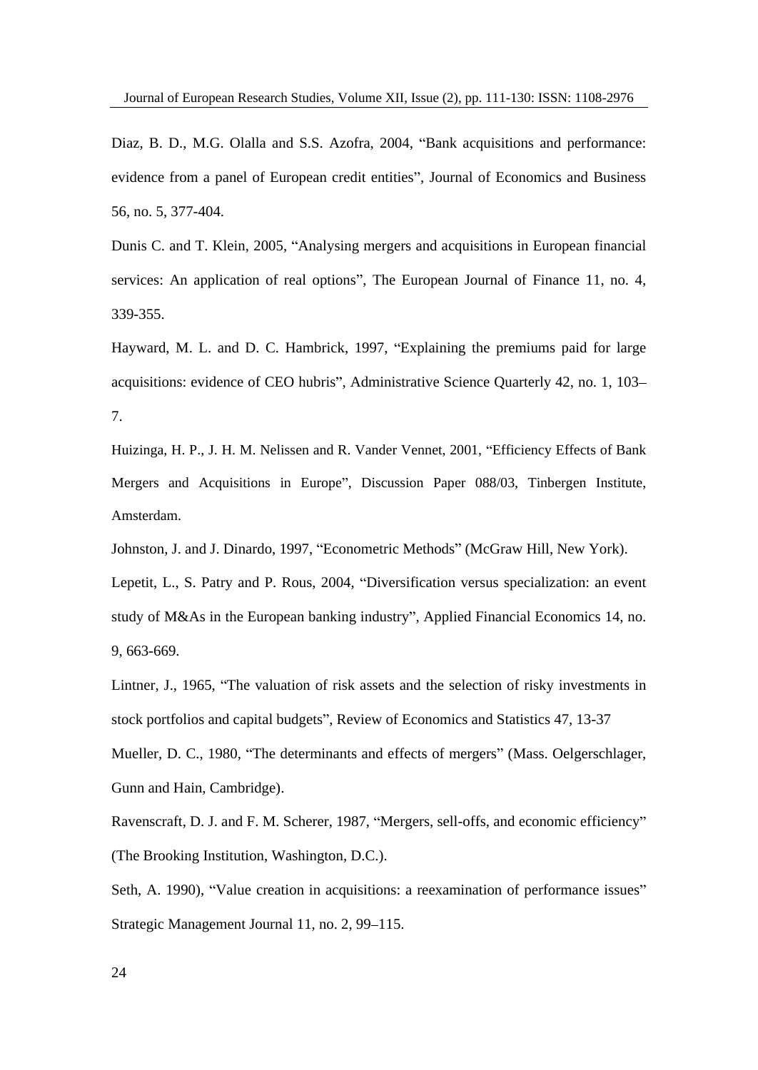Diaz, B. D., M.G. Olalla and S.S. Azofra, 2004, "Bank acquisitions and performance: evidence from a panel of European credit entities", Journal of Economics and Business 56, no. 5, 377-404.

Dunis C. and T. Klein, 2005, "Analysing mergers and acquisitions in European financial services: An application of real options", The European Journal of Finance 11, no. 4, 339-355.

Hayward, M. L. and D. C. Hambrick, 1997, "Explaining the premiums paid for large acquisitions: evidence of CEO hubris", Administrative Science Quarterly 42, no. 1, 103–7.

Huizinga, H. P., J. H. M. Nelissen and R. Vander Vennet, 2001, "Efficiency Effects of Bank Mergers and Acquisitions in Europe", Discussion Paper 088/03, Tinbergen Institute, Amsterdam.

Johnston, J. and J. Dinardo, 1997, "Econometric Methods" (McGraw Hill, New York).

Lepetit, L., S. Patry and P. Rous, 2004, "Diversification versus specialization: an event study of M&As in the European banking industry", Applied Financial Economics 14, no. 9, 663-669.

Lintner, J., 1965, "The valuation of risk assets and the selection of risky investments in stock portfolios and capital budgets", Review of Economics and Statistics 47, 13-37

Mueller, D. C., 1980, "The determinants and effects of mergers" (Mass. Oelgerschlager, Gunn and Hain, Cambridge).

Ravenscraft, D. J. and F. M. Scherer, 1987, "Mergers, sell-offs, and economic efficiency" (The Brooking Institution, Washington, D.C.).

Seth, A. 1990), "Value creation in acquisitions: a reexamination of performance issues" Strategic Management Journal 11, no. 2, 99–115.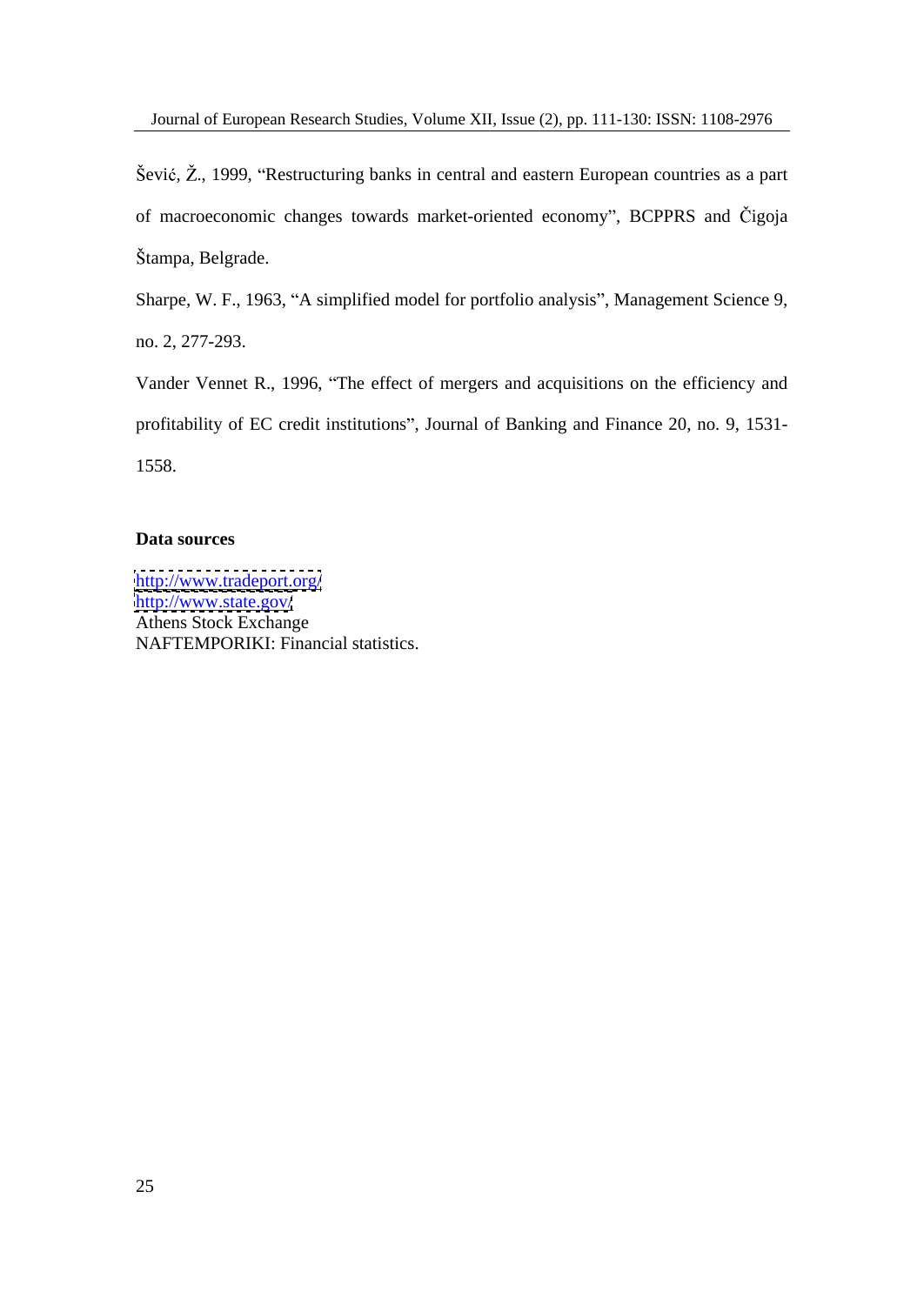Šević, Ž., 1999, "Restructuring banks in central and eastern European countries as a part of macroeconomic changes towards market-oriented economy", BCPPRS and Čigoja Štampa, Belgrade.

Sharpe, W. F., 1963, "A simplified model for portfolio analysis", Management Science 9, no. 2, 277-293.

Vander Vennet R., 1996, "The effect of mergers and acquisitions on the efficiency and profitability of EC credit institutions", Journal of Banking and Finance 20, no. 9, 1531-1558.

**Data sources**

http://www.tradeport.org/
http://www.state.gov/
Athens Stock Exchange
NAFTEMPORIKI: Financial statistics.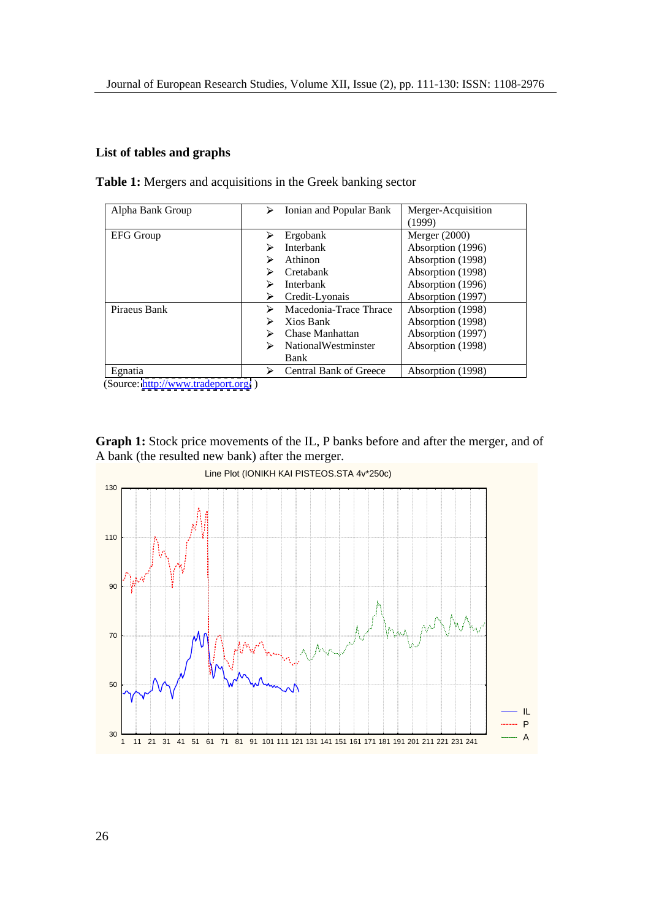## List of tables and graphs

**Table 1:** Mergers and acquisitions in the Greek banking sector

| | | |
|---|---|---|
| Alpha Bank Group | ➢ Ionian and Popular Bank | Merger-Acquisition (1999) |
| EFG Group | ➢ Ergobank<br>➢ Interbank<br>➢ Athinon<br>➢ Cretabank<br>➢ Interbank<br>➢ Credit-Lyonais | Merger (2000)<br>Absorption (1996)<br>Absorption (1998)<br>Absorption (1998)<br>Absorption (1996)<br>Absorption (1997) |
| Piraeus Bank | ➢ Macedonia-Trace Thrace<br>➢ Xios Bank<br>➢ Chase Manhattan<br>➢ NationalWestminster Bank | Absorption (1998)<br>Absorption (1998)<br>Absorption (1997)<br>Absorption (1998) |
| Egnatia | ➢ Central Bank of Greece | Absorption (1998) |

(Source: http://www.tradeport.org )

**Graph 1:** Stock price movements of the IL, P banks before and after the merger, and of A bank (the resulted new bank) after the merger.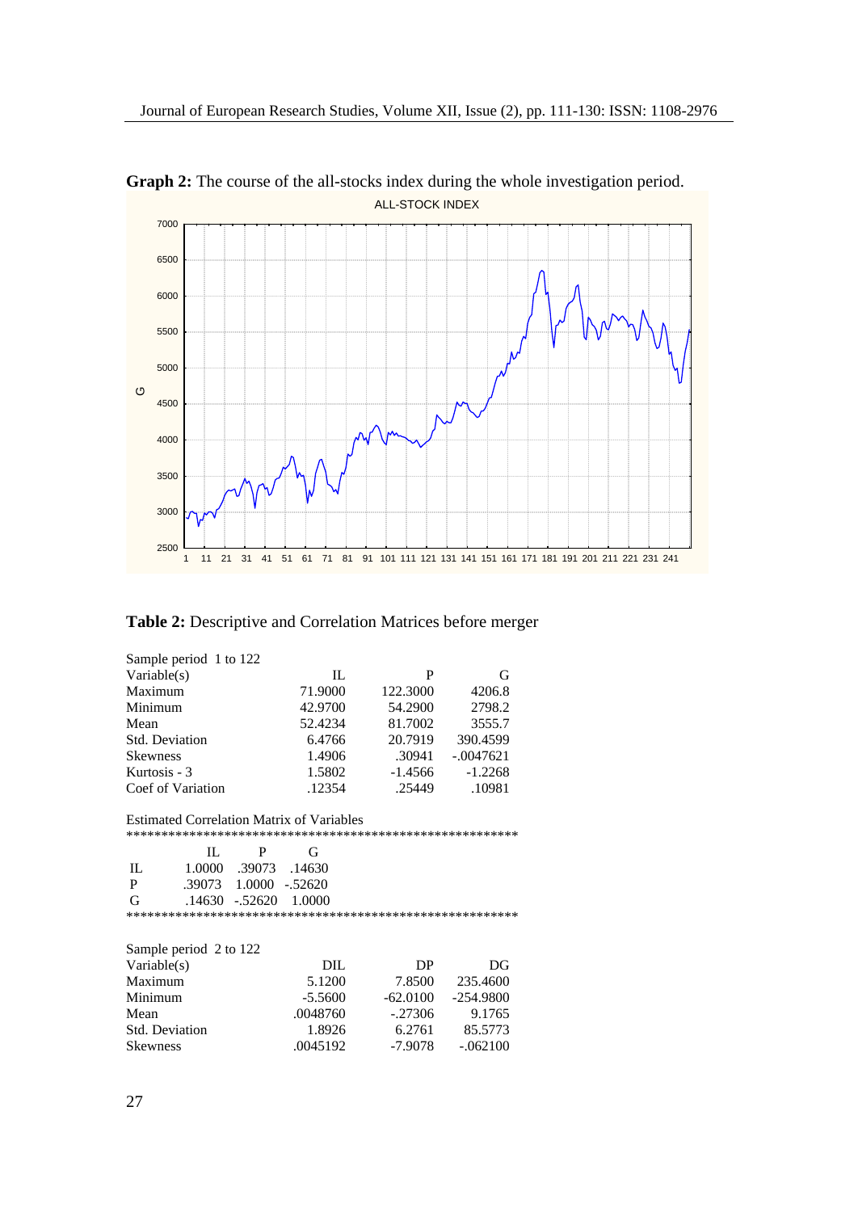**Graph 2:** The course of the all-stocks index during the whole investigation period.

**Table 2:** Descriptive and Correlation Matrices before merger

Sample period 1 to 122

| Variable(s) | IL | P | G |
|---|---|---|---|
| Maximum | 71.9000 | 122.3000 | 4206.8 |
| Minimum | 42.9700 | 54.2900 | 2798.2 |
| Mean | 52.4234 | 81.7002 | 3555.7 |
| Std. Deviation | 6.4766 | 20.7919 | 390.4599 |
| Skewness | 1.4906 | .30941 | -.0047621 |
| Kurtosis - 3 | 1.5802 | -1.4566 | -1.2268 |
| Coef of Variation | .12354 | .25449 | .10981 |

Estimated Correlation Matrix of Variables

|  | IL | P | G |
|---|---|---|---|
| IL | 1.0000 | .39073 | .14630 |
| P | .39073 | 1.0000 | -.52620 |
| G | .14630 | -.52620 | 1.0000 |

Sample period 2 to 122

| Variable(s) | DIL | DP | DG |
|---|---|---|---|
| Maximum | 5.1200 | 7.8500 | 235.4600 |
| Minimum | -5.5600 | -62.0100 | -254.9800 |
| Mean | .0048760 | -.27306 | 9.1765 |
| Std. Deviation | 1.8926 | 6.2761 | 85.5773 |
| Skewness | .0045192 | -7.9078 | -.062100 |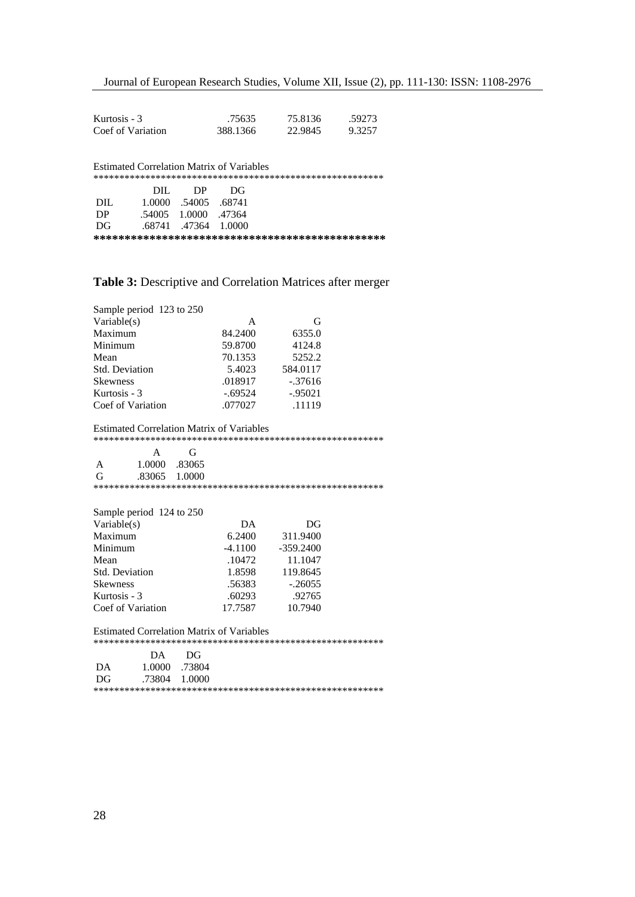| | | | |
|---|---|---|---|
| Kurtosis - 3 | .75635 | 75.8136 | .59273 |
| Coef of Variation | 388.1366 | 22.9845 | 9.3257 |

Estimated Correlation Matrix of Variables

| | DIL | DP | DG |
|---|---|---|---|
| DIL | 1.0000 | .54005 | .68741 |
| DP | .54005 | 1.0000 | .47364 |
| DG | .68741 | .47364 | 1.0000 |

**Table 3:** Descriptive and Correlation Matrices after merger

Sample period 123 to 250

| Variable(s) | A | G |
|---|---|---|
| Maximum | 84.2400 | 6355.0 |
| Minimum | 59.8700 | 4124.8 |
| Mean | 70.1353 | 5252.2 |
| Std. Deviation | 5.4023 | 584.0117 |
| Skewness | .018917 | -.37616 |
| Kurtosis - 3 | -.69524 | -.95021 |
| Coef of Variation | .077027 | .11119 |

Estimated Correlation Matrix of Variables

| | A | G |
|---|---|---|
| A | 1.0000 | .83065 |
| G | .83065 | 1.0000 |

Sample period 124 to 250

| Variable(s) | DA | DG |
|---|---|---|
| Maximum | 6.2400 | 311.9400 |
| Minimum | -4.1100 | -359.2400 |
| Mean | .10472 | 11.1047 |
| Std. Deviation | 1.8598 | 119.8645 |
| Skewness | .56383 | -.26055 |
| Kurtosis - 3 | .60293 | .92765 |
| Coef of Variation | 17.7587 | 10.7940 |

Estimated Correlation Matrix of Variables

| | DA | DG |
|---|---|---|
| DA | 1.0000 | .73804 |
| DG | .73804 | 1.0000 |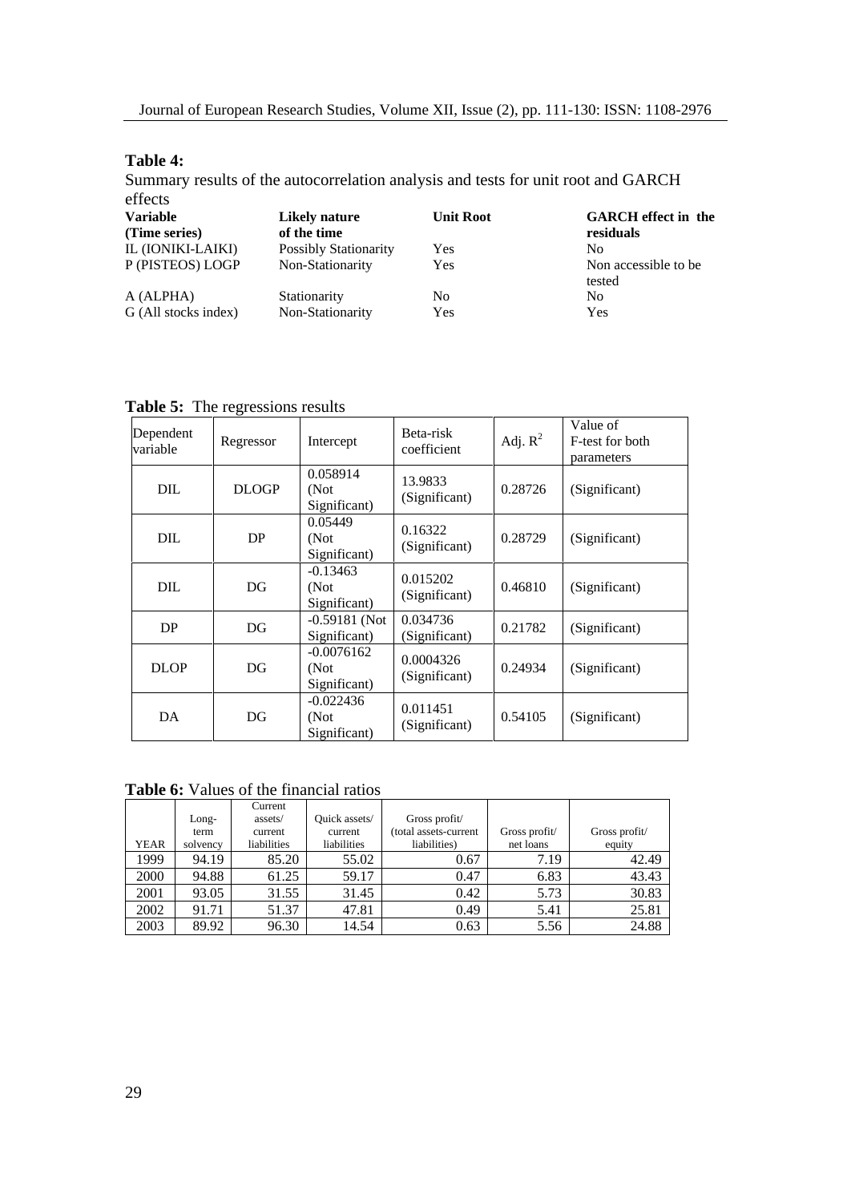**Table 4:**
Summary results of the autocorrelation analysis and tests for unit root and GARCH effects

| Variable (Time series) | Likely nature of the time | Unit Root | GARCH effect in the residuals |
|---|---|---|---|
| IL (IONIKI-LAIKI) | Possibly Stationarity | Yes | No |
| P (PISTEOS) LOGP | Non-Stationarity | Yes | Non accessible to be tested |
| A (ALPHA) | Stationarity | No | No |
| G (All stocks index) | Non-Stationarity | Yes | Yes |

**Table 5:** The regressions results

| Dependent variable | Regressor | Intercept | Beta-risk coefficient | Adj. $R^2$ | Value of F-test for both parameters |
|---|---|---|---|---|---|
| DIL | DLOGP | 0.058914 (Not Significant) | 13.9833 (Significant) | 0.28726 | (Significant) |
| DIL | DP | 0.05449 (Not Significant) | 0.16322 (Significant) | 0.28729 | (Significant) |
| DIL | DG | -0.13463 (Not Significant) | 0.015202 (Significant) | 0.46810 | (Significant) |
| DP | DG | -0.59181 (Not Significant) | 0.034736 (Significant) | 0.21782 | (Significant) |
| DLOP | DG | -0.0076162 (Not Significant) | 0.0004326 (Significant) | 0.24934 | (Significant) |
| DA | DG | -0.022436 (Not Significant) | 0.011451 (Significant) | 0.54105 | (Significant) |

**Table 6:** Values of the financial ratios

| YEAR | Long-term solvency | Current assets/ current liabilities | Quick assets/ current liabilities | Gross profit/ (total assets-current liabilities) | Gross profit/ net loans | Gross profit/ equity |
|---|---|---|---|---|---|---|
| 1999 | 94.19 | 85.20 | 55.02 | 0.67 | 7.19 | 42.49 |
| 2000 | 94.88 | 61.25 | 59.17 | 0.47 | 6.83 | 43.43 |
| 2001 | 93.05 | 31.55 | 31.45 | 0.42 | 5.73 | 30.83 |
| 2002 | 91.71 | 51.37 | 47.81 | 0.49 | 5.41 | 25.81 |
| 2003 | 89.92 | 96.30 | 14.54 | 0.63 | 5.56 | 24.88 |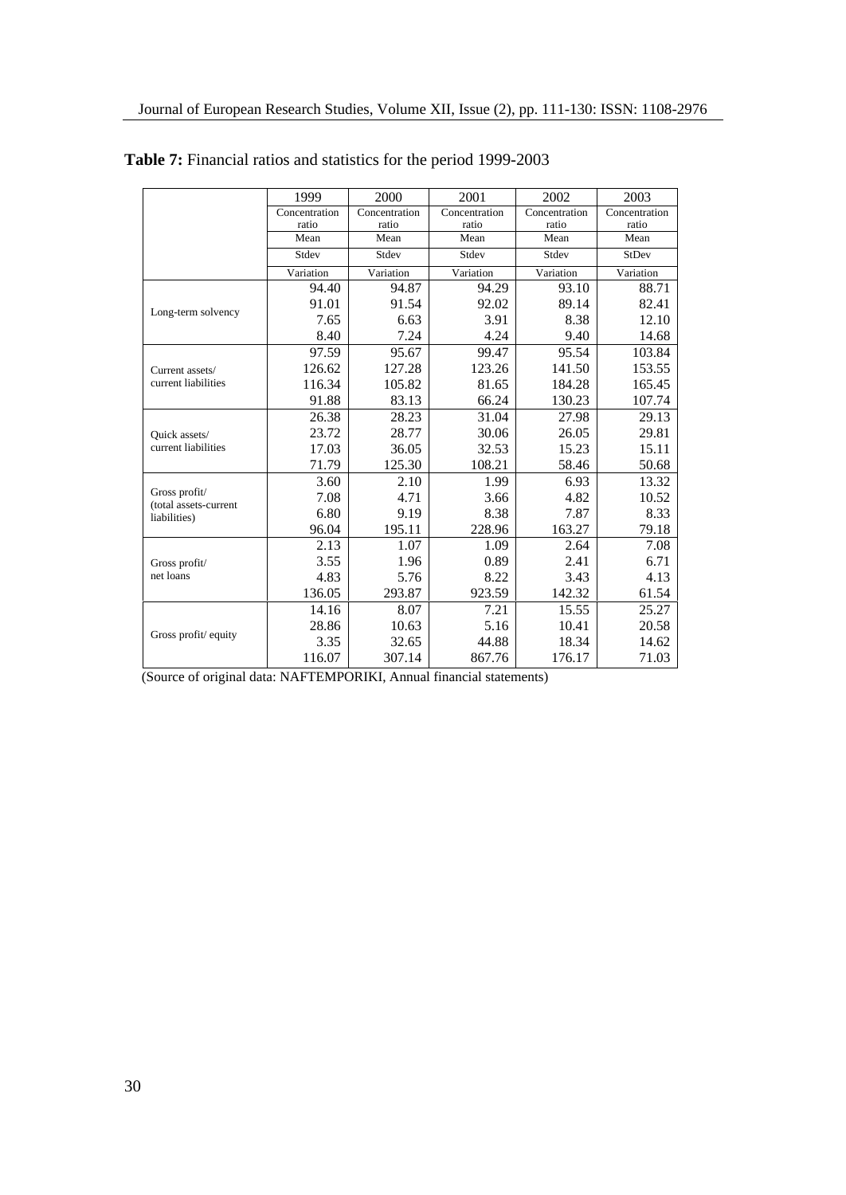**Table 7:** Financial ratios and statistics for the period 1999-2003

| | 1999 | 2000 | 2001 | 2002 | 2003 |
|---|---|---|---|---|---|
| | Concentration ratio | Concentration ratio | Concentration ratio | Concentration ratio | Concentration ratio |
| | Mean | Mean | Mean | Mean | Mean |
| | Stdev | Stdev | Stdev | Stdev | StDev |
| | Variation | Variation | Variation | Variation | Variation |
| Long-term solvency | 94.40 | 94.87 | 94.29 | 93.10 | 88.71 |
| | 91.01 | 91.54 | 92.02 | 89.14 | 82.41 |
| | 7.65 | 6.63 | 3.91 | 8.38 | 12.10 |
| | 8.40 | 7.24 | 4.24 | 9.40 | 14.68 |
| Current assets/ current liabilities | 97.59 | 95.67 | 99.47 | 95.54 | 103.84 |
| | 126.62 | 127.28 | 123.26 | 141.50 | 153.55 |
| | 116.34 | 105.82 | 81.65 | 184.28 | 165.45 |
| | 91.88 | 83.13 | 66.24 | 130.23 | 107.74 |
| Quick assets/ current liabilities | 26.38 | 28.23 | 31.04 | 27.98 | 29.13 |
| | 23.72 | 28.77 | 30.06 | 26.05 | 29.81 |
| | 17.03 | 36.05 | 32.53 | 15.23 | 15.11 |
| | 71.79 | 125.30 | 108.21 | 58.46 | 50.68 |
| Gross profit/ (total assets-current liabilities) | 3.60 | 2.10 | 1.99 | 6.93 | 13.32 |
| | 7.08 | 4.71 | 3.66 | 4.82 | 10.52 |
| | 6.80 | 9.19 | 8.38 | 7.87 | 8.33 |
| | 96.04 | 195.11 | 228.96 | 163.27 | 79.18 |
| Gross profit/ net loans | 2.13 | 1.07 | 1.09 | 2.64 | 7.08 |
| | 3.55 | 1.96 | 0.89 | 2.41 | 6.71 |
| | 4.83 | 5.76 | 8.22 | 3.43 | 4.13 |
| | 136.05 | 293.87 | 923.59 | 142.32 | 61.54 |
| Gross profit/ equity | 14.16 | 8.07 | 7.21 | 15.55 | 25.27 |
| | 28.86 | 10.63 | 5.16 | 10.41 | 20.58 |
| | 3.35 | 32.65 | 44.88 | 18.34 | 14.62 |
| | 116.07 | 307.14 | 867.76 | 176.17 | 71.03 |

(Source of original data: NAFTEMPORIKI, Annual financial statements)